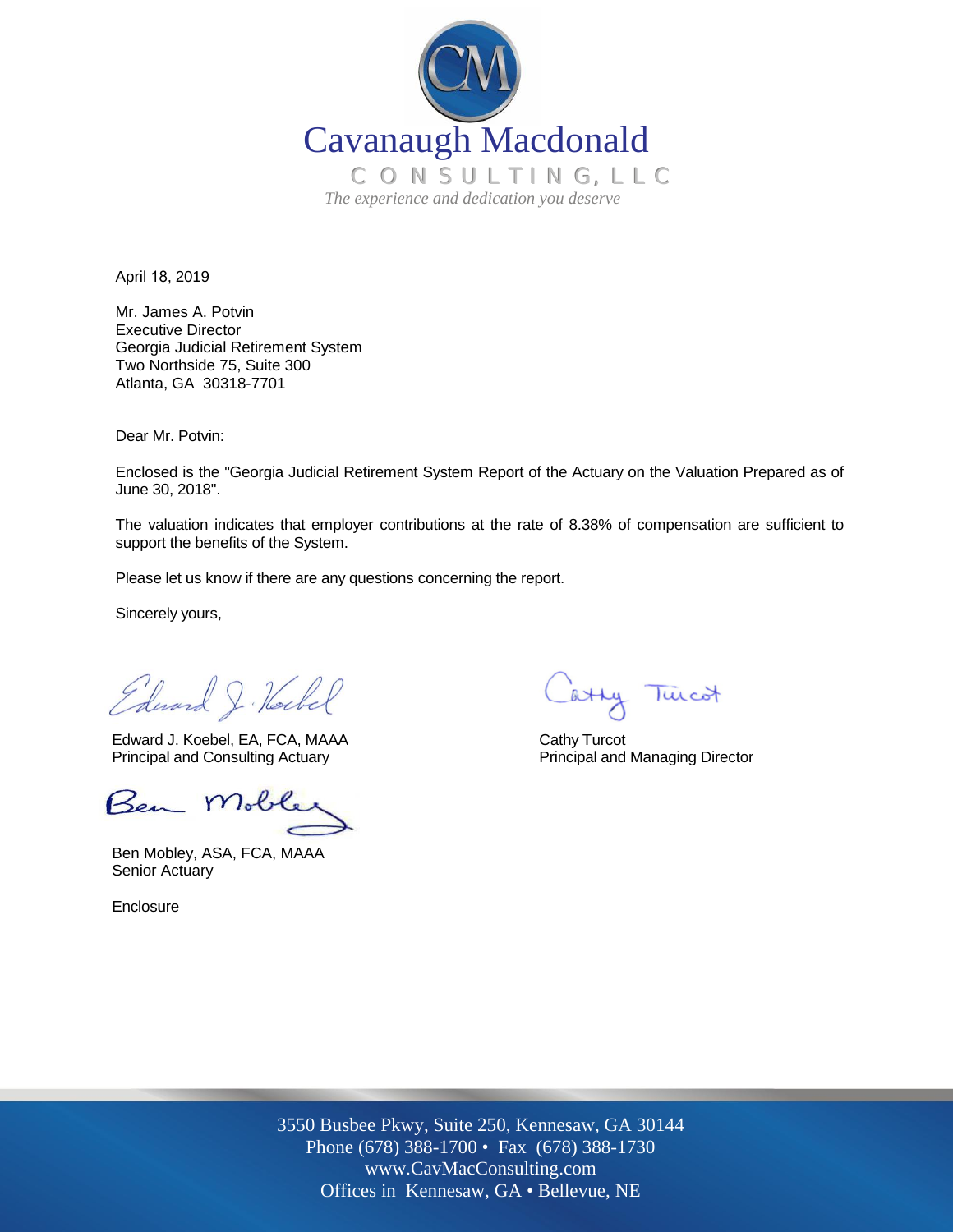Cavanaugh Macdonald

CONSULTING, LLC

*The experience and dedication you deserve*

April 18, 2019

Mr. James A. Potvin
Executive Director
Georgia Judicial Retirement System
Two Northside 75, Suite 300
Atlanta, GA 30318-7701

Dear Mr. Potvin:

Enclosed is the "Georgia Judicial Retirement System Report of the Actuary on the Valuation Prepared as of June 30, 2018".

The valuation indicates that employer contributions at the rate of 8.38% of compensation are sufficient to support the benefits of the System.

Please let us know if there are any questions concerning the report.

Sincerely yours,

Edward J. Koebel, EA, FCA, MAAA
Principal and Consulting Actuary

Cathy Turcot
Principal and Managing Director

Ben Mobley, ASA, FCA, MAAA
Senior Actuary

Enclosure

3550 Busbee Pkwy, Suite 250, Kennesaw, GA 30144
Phone (678) 388-1700 • Fax (678) 388-1730
www.CavMacConsulting.com
Offices in Kennesaw, GA • Bellevue, NE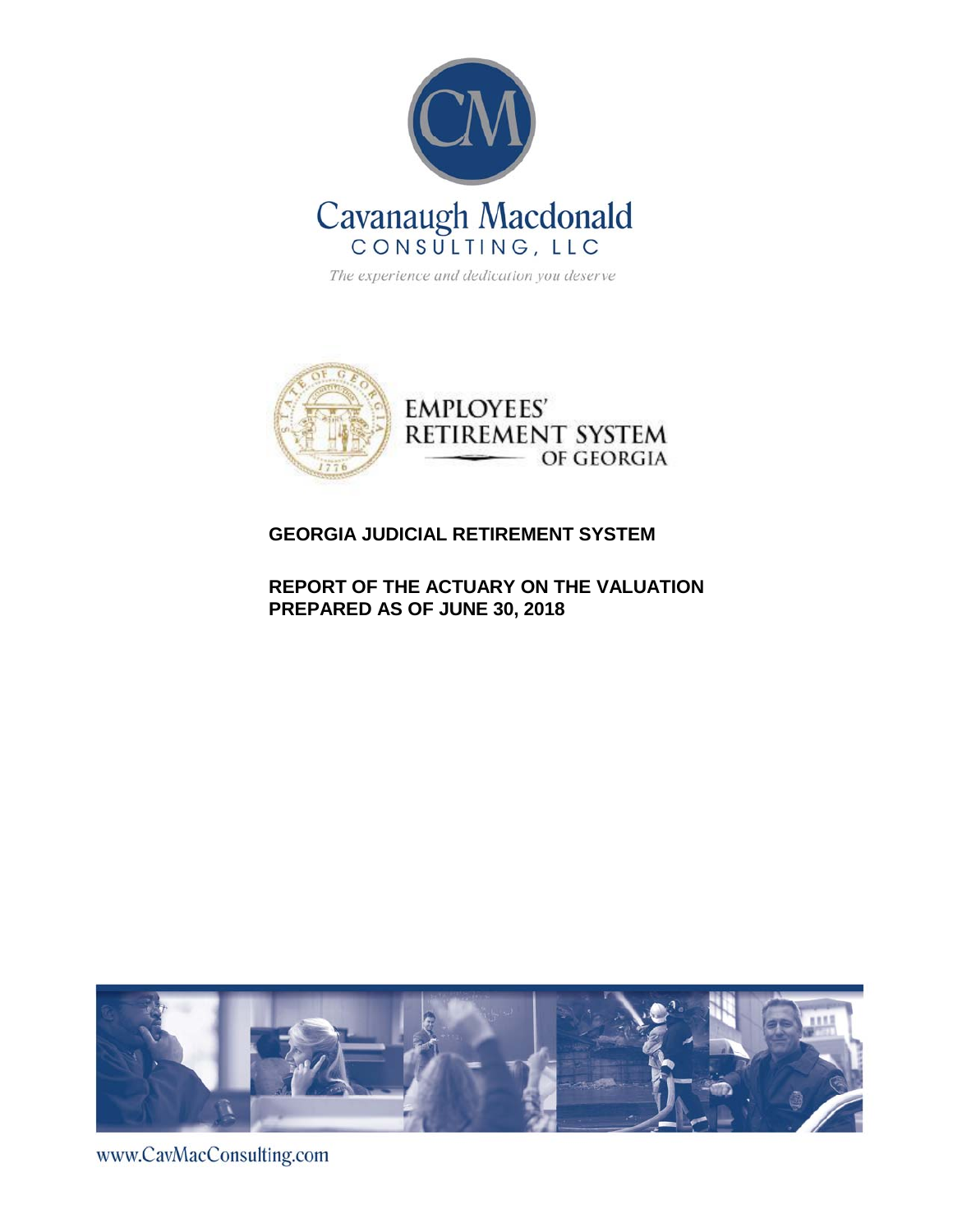Cavanaugh Macdonald
CONSULTING, LLC

*The experience and dedication you deserve*

EMPLOYEES' RETIREMENT SYSTEM OF GEORGIA

**GEORGIA JUDICIAL RETIREMENT SYSTEM**

**REPORT OF THE ACTUARY ON THE VALUATION PREPARED AS OF JUNE 30, 2018**

www.CavMacConsulting.com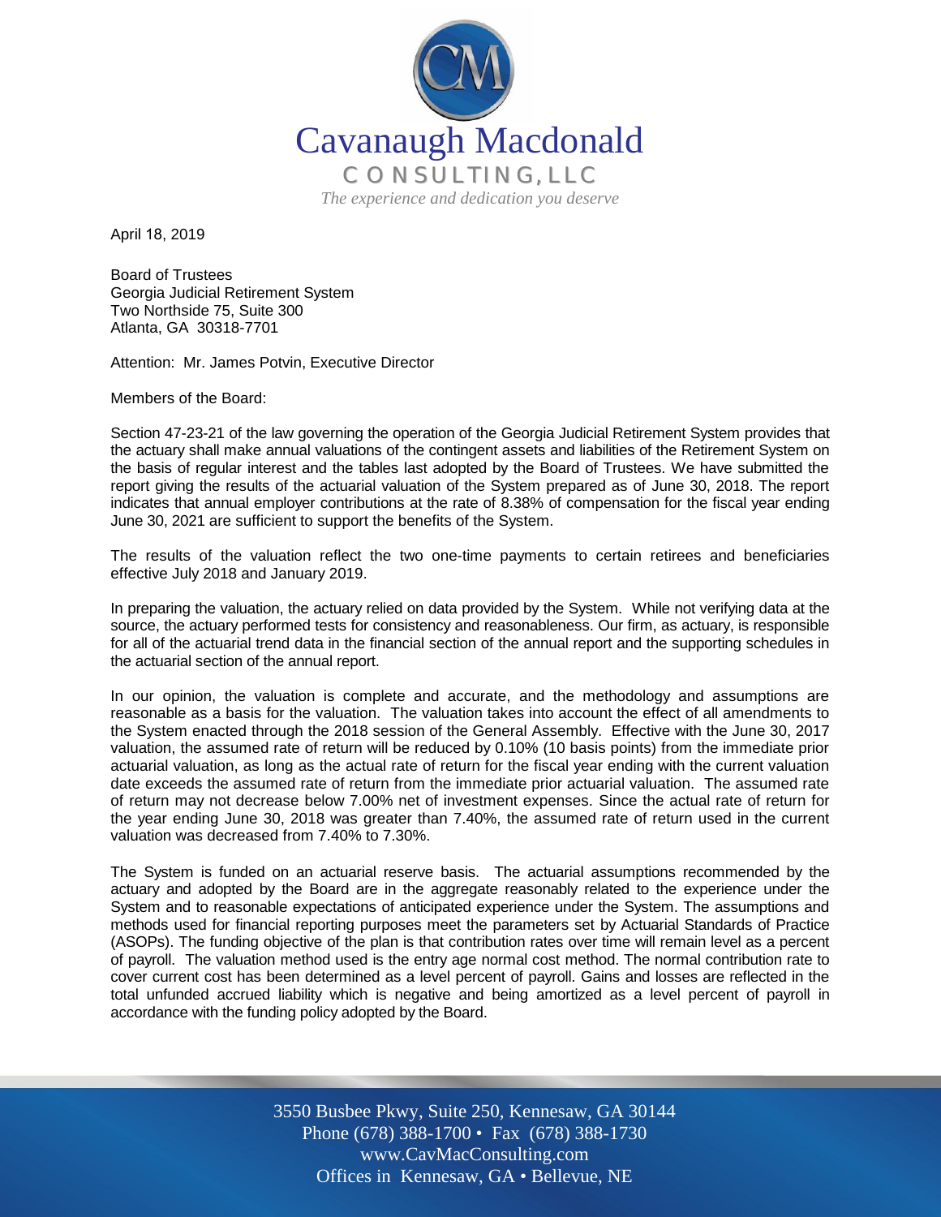Cavanaugh Macdonald

CONSULTING, LLC

*The experience and dedication you deserve*

April 18, 2019

Board of Trustees
Georgia Judicial Retirement System
Two Northside 75, Suite 300
Atlanta, GA 30318-7701

Attention: Mr. James Potvin, Executive Director

Members of the Board:

Section 47-23-21 of the law governing the operation of the Georgia Judicial Retirement System provides that the actuary shall make annual valuations of the contingent assets and liabilities of the Retirement System on the basis of regular interest and the tables last adopted by the Board of Trustees. We have submitted the report giving the results of the actuarial valuation of the System prepared as of June 30, 2018. The report indicates that annual employer contributions at the rate of 8.38% of compensation for the fiscal year ending June 30, 2021 are sufficient to support the benefits of the System.

The results of the valuation reflect the two one-time payments to certain retirees and beneficiaries effective July 2018 and January 2019.

In preparing the valuation, the actuary relied on data provided by the System. While not verifying data at the source, the actuary performed tests for consistency and reasonableness. Our firm, as actuary, is responsible for all of the actuarial trend data in the financial section of the annual report and the supporting schedules in the actuarial section of the annual report.

In our opinion, the valuation is complete and accurate, and the methodology and assumptions are reasonable as a basis for the valuation. The valuation takes into account the effect of all amendments to the System enacted through the 2018 session of the General Assembly. Effective with the June 30, 2017 valuation, the assumed rate of return will be reduced by 0.10% (10 basis points) from the immediate prior actuarial valuation, as long as the actual rate of return for the fiscal year ending with the current valuation date exceeds the assumed rate of return from the immediate prior actuarial valuation. The assumed rate of return may not decrease below 7.00% net of investment expenses. Since the actual rate of return for the year ending June 30, 2018 was greater than 7.40%, the assumed rate of return used in the current valuation was decreased from 7.40% to 7.30%.

The System is funded on an actuarial reserve basis. The actuarial assumptions recommended by the actuary and adopted by the Board are in the aggregate reasonably related to the experience under the System and to reasonable expectations of anticipated experience under the System. The assumptions and methods used for financial reporting purposes meet the parameters set by Actuarial Standards of Practice (ASOPs). The funding objective of the plan is that contribution rates over time will remain level as a percent of payroll. The valuation method used is the entry age normal cost method. The normal contribution rate to cover current cost has been determined as a level percent of payroll. Gains and losses are reflected in the total unfunded accrued liability which is negative and being amortized as a level percent of payroll in accordance with the funding policy adopted by the Board.

3550 Busbee Pkwy, Suite 250, Kennesaw, GA 30144
Phone (678) 388-1700 • Fax (678) 388-1730
www.CavMacConsulting.com
Offices in Kennesaw, GA • Bellevue, NE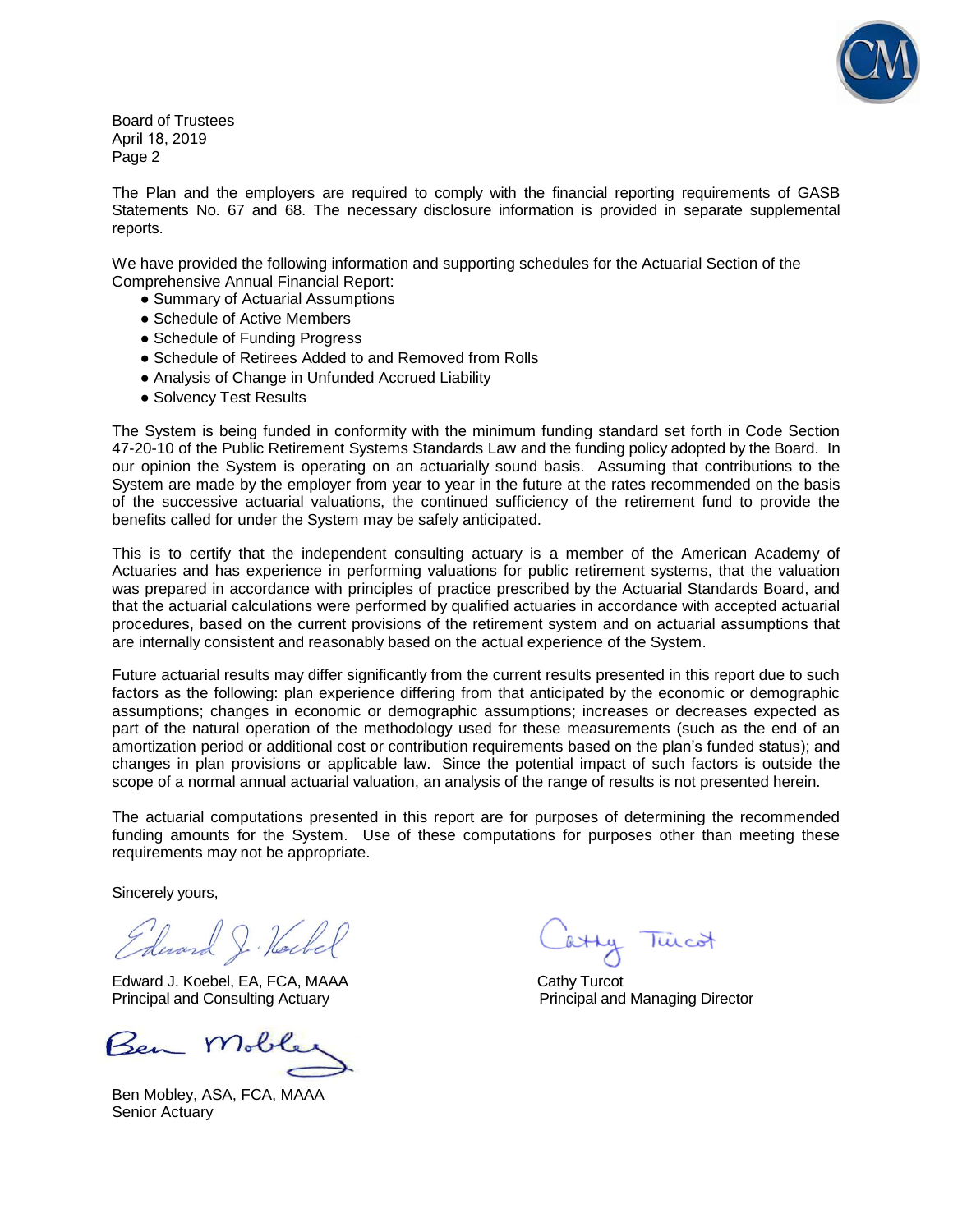Board of Trustees
April 18, 2019
Page 2

The Plan and the employers are required to comply with the financial reporting requirements of GASB Statements No. 67 and 68. The necessary disclosure information is provided in separate supplemental reports.

We have provided the following information and supporting schedules for the Actuarial Section of the Comprehensive Annual Financial Report:

- Summary of Actuarial Assumptions
- Schedule of Active Members
- Schedule of Funding Progress
- Schedule of Retirees Added to and Removed from Rolls
- Analysis of Change in Unfunded Accrued Liability
- Solvency Test Results

The System is being funded in conformity with the minimum funding standard set forth in Code Section 47-20-10 of the Public Retirement Systems Standards Law and the funding policy adopted by the Board. In our opinion the System is operating on an actuarially sound basis. Assuming that contributions to the System are made by the employer from year to year in the future at the rates recommended on the basis of the successive actuarial valuations, the continued sufficiency of the retirement fund to provide the benefits called for under the System may be safely anticipated.

This is to certify that the independent consulting actuary is a member of the American Academy of Actuaries and has experience in performing valuations for public retirement systems, that the valuation was prepared in accordance with principles of practice prescribed by the Actuarial Standards Board, and that the actuarial calculations were performed by qualified actuaries in accordance with accepted actuarial procedures, based on the current provisions of the retirement system and on actuarial assumptions that are internally consistent and reasonably based on the actual experience of the System.

Future actuarial results may differ significantly from the current results presented in this report due to such factors as the following: plan experience differing from that anticipated by the economic or demographic assumptions; changes in economic or demographic assumptions; increases or decreases expected as part of the natural operation of the methodology used for these measurements (such as the end of an amortization period or additional cost or contribution requirements based on the plan's funded status); and changes in plan provisions or applicable law. Since the potential impact of such factors is outside the scope of a normal annual actuarial valuation, an analysis of the range of results is not presented herein.

The actuarial computations presented in this report are for purposes of determining the recommended funding amounts for the System. Use of these computations for purposes other than meeting these requirements may not be appropriate.

Sincerely yours,

Edward J. Koebel, EA, FCA, MAAA
Principal and Consulting Actuary

Cathy Turcot
Principal and Managing Director

Ben Mobley, ASA, FCA, MAAA
Senior Actuary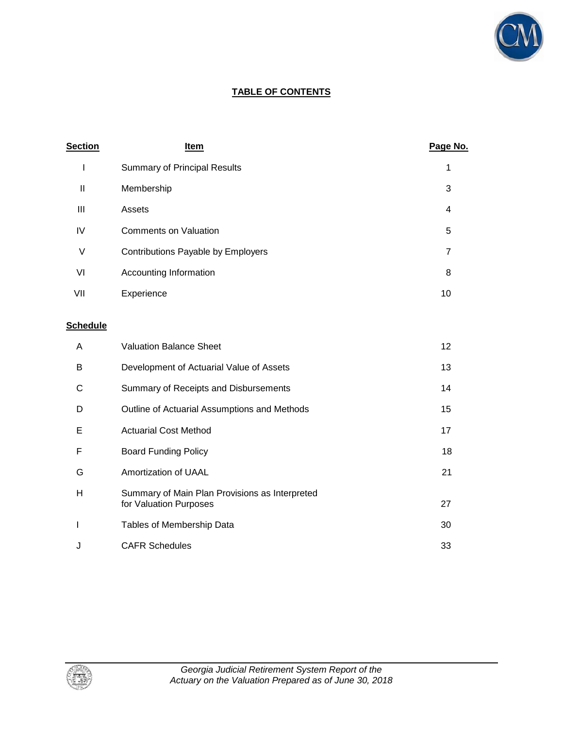# TABLE OF CONTENTS

| Section | Item | Page No. |
|---|---|---|
| I | Summary of Principal Results | 1 |
| II | Membership | 3 |
| III | Assets | 4 |
| IV | Comments on Valuation | 5 |
| V | Contributions Payable by Employers | 7 |
| VI | Accounting Information | 8 |
| VII | Experience | 10 |

| Schedule | Item | Page No. |
|---|---|---|
| A | Valuation Balance Sheet | 12 |
| B | Development of Actuarial Value of Assets | 13 |
| C | Summary of Receipts and Disbursements | 14 |
| D | Outline of Actuarial Assumptions and Methods | 15 |
| E | Actuarial Cost Method | 17 |
| F | Board Funding Policy | 18 |
| G | Amortization of UAAL | 21 |
| H | Summary of Main Plan Provisions as Interpreted for Valuation Purposes | 27 |
| I | Tables of Membership Data | 30 |
| J | CAFR Schedules | 33 |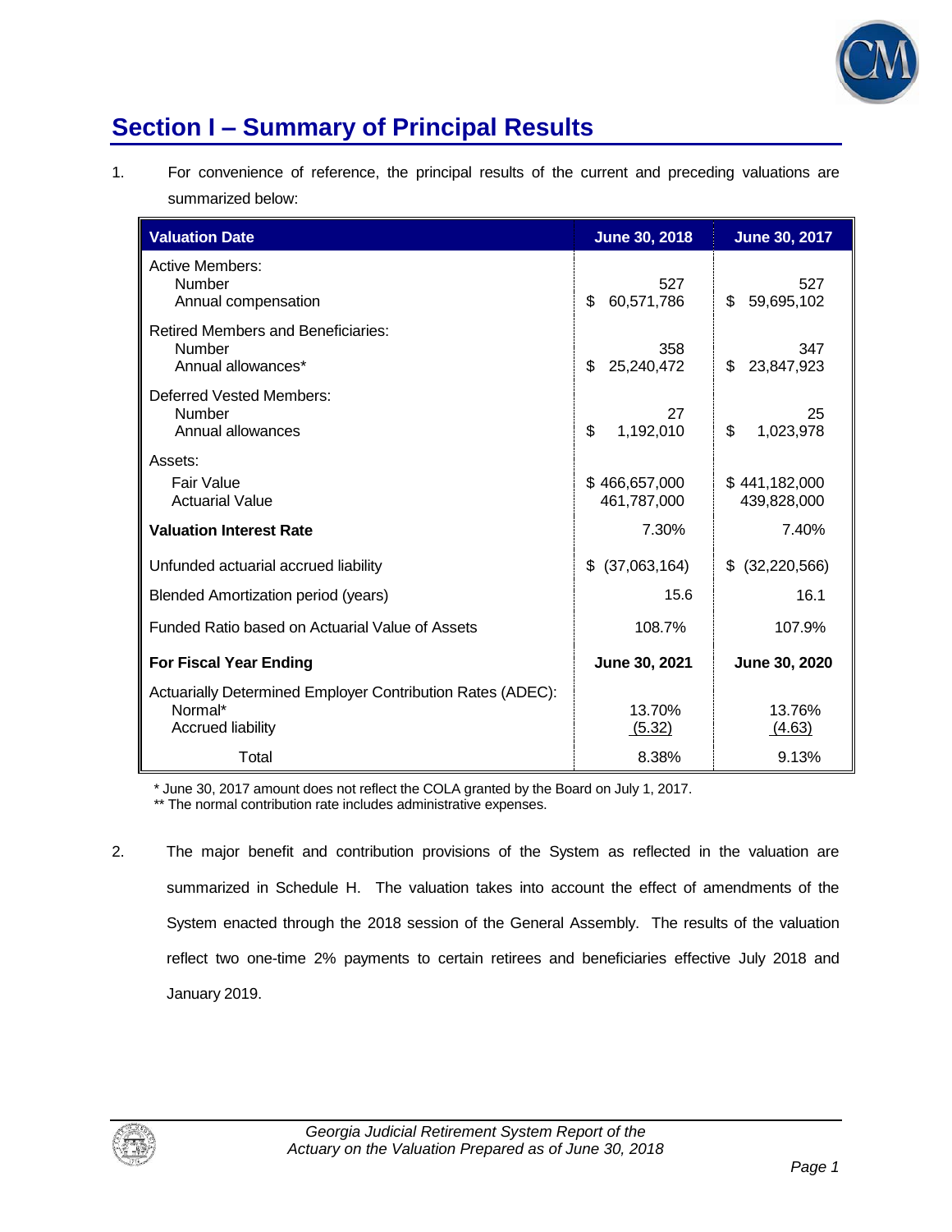# Section I – Summary of Principal Results

1. For convenience of reference, the principal results of the current and preceding valuations are summarized below:

| Valuation Date | June 30, 2018 | June 30, 2017 |
|---|---|---|
| Active Members: | | |
| Number | 527 | 527 |
| Annual compensation | $ 60,571,786 | $ 59,695,102 |
| Retired Members and Beneficiaries: | | |
| Number | 358 | 347 |
| Annual allowances* | $ 25,240,472 | $ 23,847,923 |
| Deferred Vested Members: | | |
| Number | 27 | 25 |
| Annual allowances | $ 1,192,010 | $ 1,023,978 |
| Assets: | | |
| Fair Value | $ 466,657,000 | $ 441,182,000 |
| Actuarial Value | 461,787,000 | 439,828,000 |
| **Valuation Interest Rate** | 7.30% | 7.40% |
| Unfunded actuarial accrued liability | $ (37,063,164) | $ (32,220,566) |
| Blended Amortization period (years) | 15.6 | 16.1 |
| Funded Ratio based on Actuarial Value of Assets | 108.7% | 107.9% |
| **For Fiscal Year Ending** | **June 30, 2021** | **June 30, 2020** |
| Actuarially Determined Employer Contribution Rates (ADEC): | | |
| Normal* | 13.70% | 13.76% |
| Accrued liability | (5.32) | (4.63) |
| Total | 8.38% | 9.13% |

\* June 30, 2017 amount does not reflect the COLA granted by the Board on July 1, 2017.
** The normal contribution rate includes administrative expenses.

2. The major benefit and contribution provisions of the System as reflected in the valuation are summarized in Schedule H. The valuation takes into account the effect of amendments of the System enacted through the 2018 session of the General Assembly. The results of the valuation reflect two one-time 2% payments to certain retirees and beneficiaries effective July 2018 and January 2019.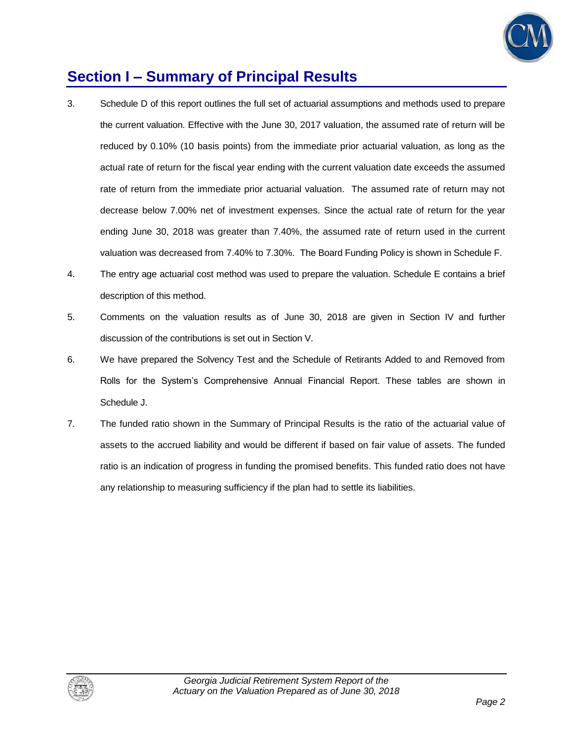# Section I – Summary of Principal Results

3. Schedule D of this report outlines the full set of actuarial assumptions and methods used to prepare the current valuation. Effective with the June 30, 2017 valuation, the assumed rate of return will be reduced by 0.10% (10 basis points) from the immediate prior actuarial valuation, as long as the actual rate of return for the fiscal year ending with the current valuation date exceeds the assumed rate of return from the immediate prior actuarial valuation. The assumed rate of return may not decrease below 7.00% net of investment expenses. Since the actual rate of return for the year ending June 30, 2018 was greater than 7.40%, the assumed rate of return used in the current valuation was decreased from 7.40% to 7.30%. The Board Funding Policy is shown in Schedule F.

4. The entry age actuarial cost method was used to prepare the valuation. Schedule E contains a brief description of this method.

5. Comments on the valuation results as of June 30, 2018 are given in Section IV and further discussion of the contributions is set out in Section V.

6. We have prepared the Solvency Test and the Schedule of Retirants Added to and Removed from Rolls for the System's Comprehensive Annual Financial Report. These tables are shown in Schedule J.

7. The funded ratio shown in the Summary of Principal Results is the ratio of the actuarial value of assets to the accrued liability and would be different if based on fair value of assets. The funded ratio is an indication of progress in funding the promised benefits. This funded ratio does not have any relationship to measuring sufficiency if the plan had to settle its liabilities.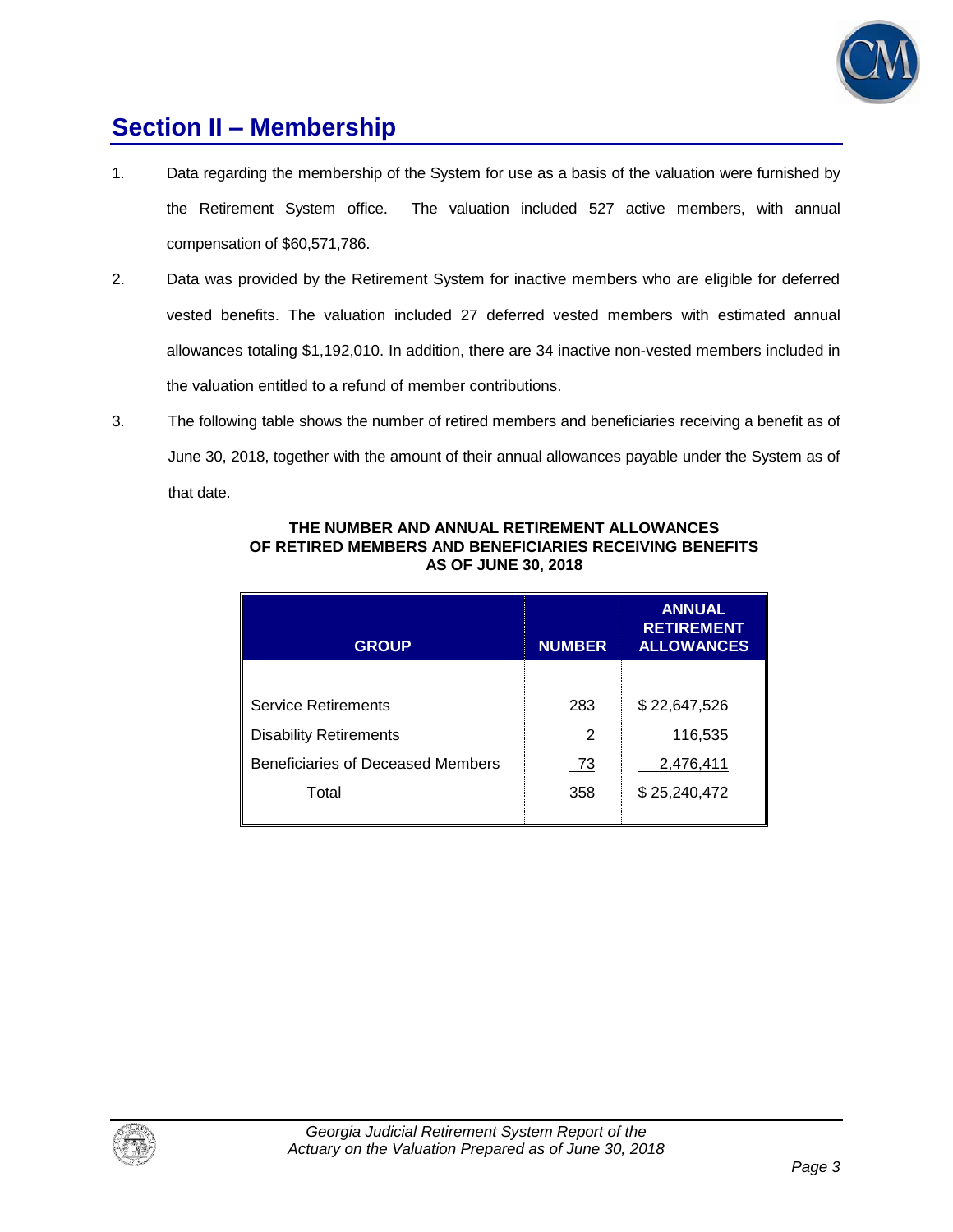## Section II – Membership

1. Data regarding the membership of the System for use as a basis of the valuation were furnished by the Retirement System office. The valuation included 527 active members, with annual compensation of $60,571,786.

2. Data was provided by the Retirement System for inactive members who are eligible for deferred vested benefits. The valuation included 27 deferred vested members with estimated annual allowances totaling $1,192,010. In addition, there are 34 inactive non-vested members included in the valuation entitled to a refund of member contributions.

3. The following table shows the number of retired members and beneficiaries receiving a benefit as of June 30, 2018, together with the amount of their annual allowances payable under the System as of that date.

**THE NUMBER AND ANNUAL RETIREMENT ALLOWANCES OF RETIRED MEMBERS AND BENEFICIARIES RECEIVING BENEFITS AS OF JUNE 30, 2018**

| GROUP | NUMBER | ANNUAL RETIREMENT ALLOWANCES |
|---|---|---|
| Service Retirements | 283 | $ 22,647,526 |
| Disability Retirements | 2 | 116,535 |
| Beneficiaries of Deceased Members | 73 | 2,476,411 |
| Total | 358 | $ 25,240,472 |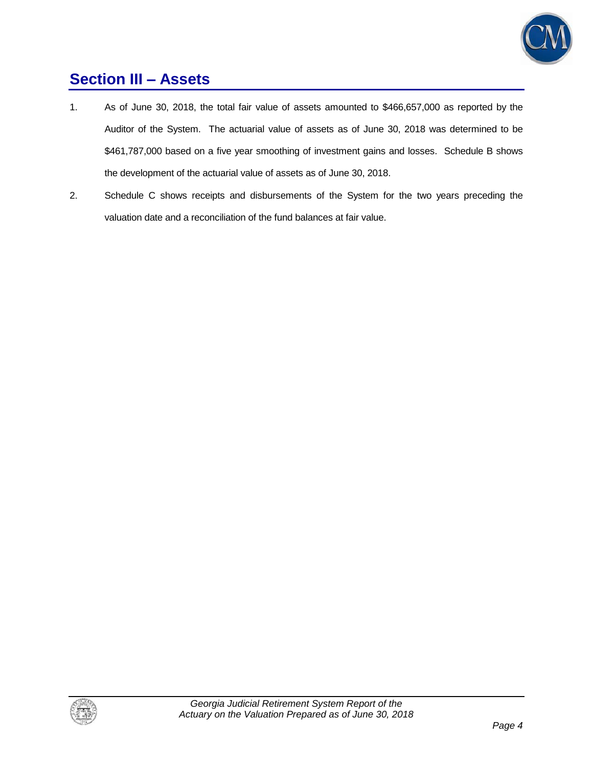## Section III – Assets

1. As of June 30, 2018, the total fair value of assets amounted to $466,657,000 as reported by the Auditor of the System. The actuarial value of assets as of June 30, 2018 was determined to be $461,787,000 based on a five year smoothing of investment gains and losses. Schedule B shows the development of the actuarial value of assets as of June 30, 2018.

2. Schedule C shows receipts and disbursements of the System for the two years preceding the valuation date and a reconciliation of the fund balances at fair value.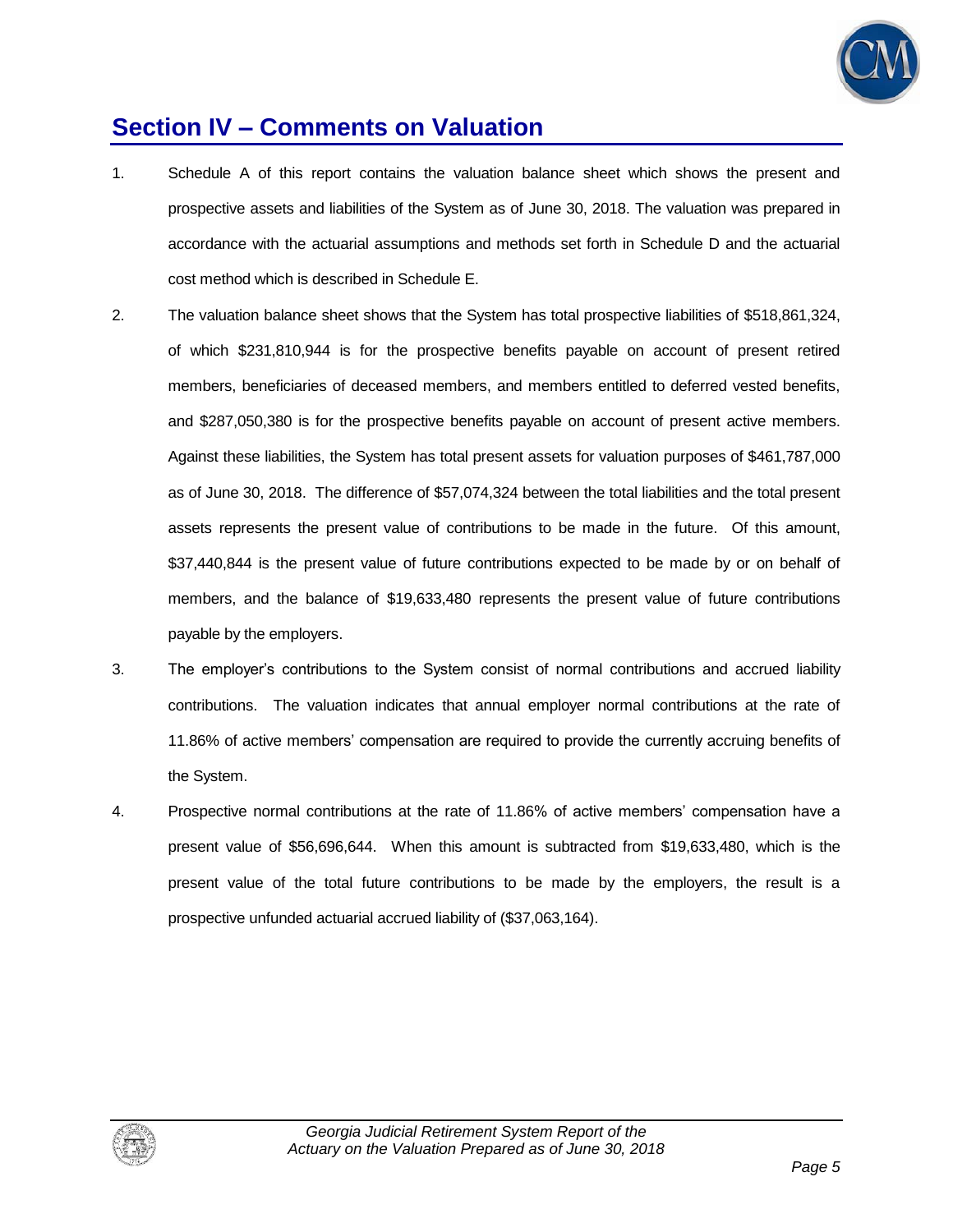## Section IV – Comments on Valuation

1. Schedule A of this report contains the valuation balance sheet which shows the present and prospective assets and liabilities of the System as of June 30, 2018. The valuation was prepared in accordance with the actuarial assumptions and methods set forth in Schedule D and the actuarial cost method which is described in Schedule E.

2. The valuation balance sheet shows that the System has total prospective liabilities of $518,861,324, of which $231,810,944 is for the prospective benefits payable on account of present retired members, beneficiaries of deceased members, and members entitled to deferred vested benefits, and $287,050,380 is for the prospective benefits payable on account of present active members. Against these liabilities, the System has total present assets for valuation purposes of $461,787,000 as of June 30, 2018. The difference of $57,074,324 between the total liabilities and the total present assets represents the present value of contributions to be made in the future. Of this amount, $37,440,844 is the present value of future contributions expected to be made by or on behalf of members, and the balance of $19,633,480 represents the present value of future contributions payable by the employers.

3. The employer's contributions to the System consist of normal contributions and accrued liability contributions. The valuation indicates that annual employer normal contributions at the rate of 11.86% of active members' compensation are required to provide the currently accruing benefits of the System.

4. Prospective normal contributions at the rate of 11.86% of active members' compensation have a present value of $56,696,644. When this amount is subtracted from $19,633,480, which is the present value of the total future contributions to be made by the employers, the result is a prospective unfunded actuarial accrued liability of ($37,063,164).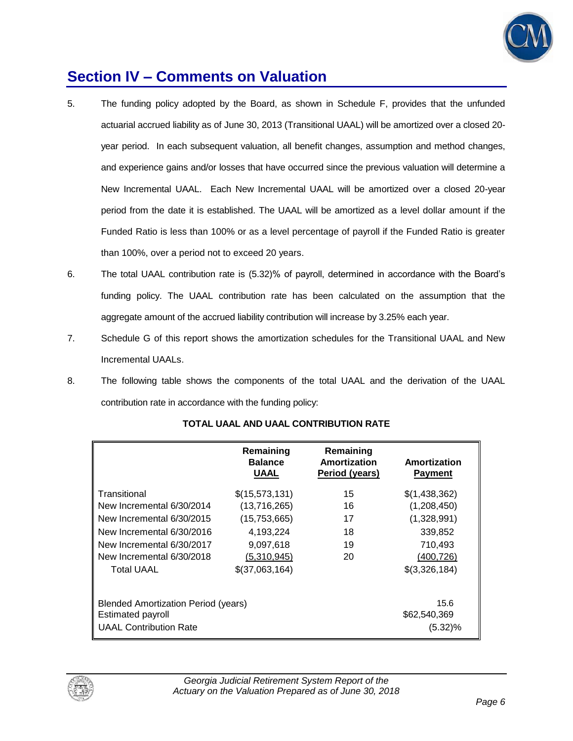## Section IV – Comments on Valuation

5. The funding policy adopted by the Board, as shown in Schedule F, provides that the unfunded actuarial accrued liability as of June 30, 2013 (Transitional UAAL) will be amortized over a closed 20-year period. In each subsequent valuation, all benefit changes, assumption and method changes, and experience gains and/or losses that have occurred since the previous valuation will determine a New Incremental UAAL. Each New Incremental UAAL will be amortized over a closed 20-year period from the date it is established. The UAAL will be amortized as a level dollar amount if the Funded Ratio is less than 100% or as a level percentage of payroll if the Funded Ratio is greater than 100%, over a period not to exceed 20 years.

6. The total UAAL contribution rate is (5.32)% of payroll, determined in accordance with the Board's funding policy. The UAAL contribution rate has been calculated on the assumption that the aggregate amount of the accrued liability contribution will increase by 3.25% each year.

7. Schedule G of this report shows the amortization schedules for the Transitional UAAL and New Incremental UAALs.

8. The following table shows the components of the total UAAL and the derivation of the UAAL contribution rate in accordance with the funding policy:

**TOTAL UAAL AND UAAL CONTRIBUTION RATE**

| | Remaining Balance UAAL | Remaining Amortization Period (years) | Amortization Payment |
|---|---|---|---|
| Transitional | $(15,573,131) | 15 | $(1,438,362) |
| New Incremental 6/30/2014 | (13,716,265) | 16 | (1,208,450) |
| New Incremental 6/30/2015 | (15,753,665) | 17 | (1,328,991) |
| New Incremental 6/30/2016 | 4,193,224 | 18 | 339,852 |
| New Incremental 6/30/2017 | 9,097,618 | 19 | 710,493 |
| New Incremental 6/30/2018 | (5,310,945) | 20 | (400,726) |
| Total UAAL | $(37,063,164) | | $(3,326,184) |
| | | | |
| Blended Amortization Period (years) | | | 15.6 |
| Estimated payroll | | | $62,540,369 |
| UAAL Contribution Rate | | | (5.32)% |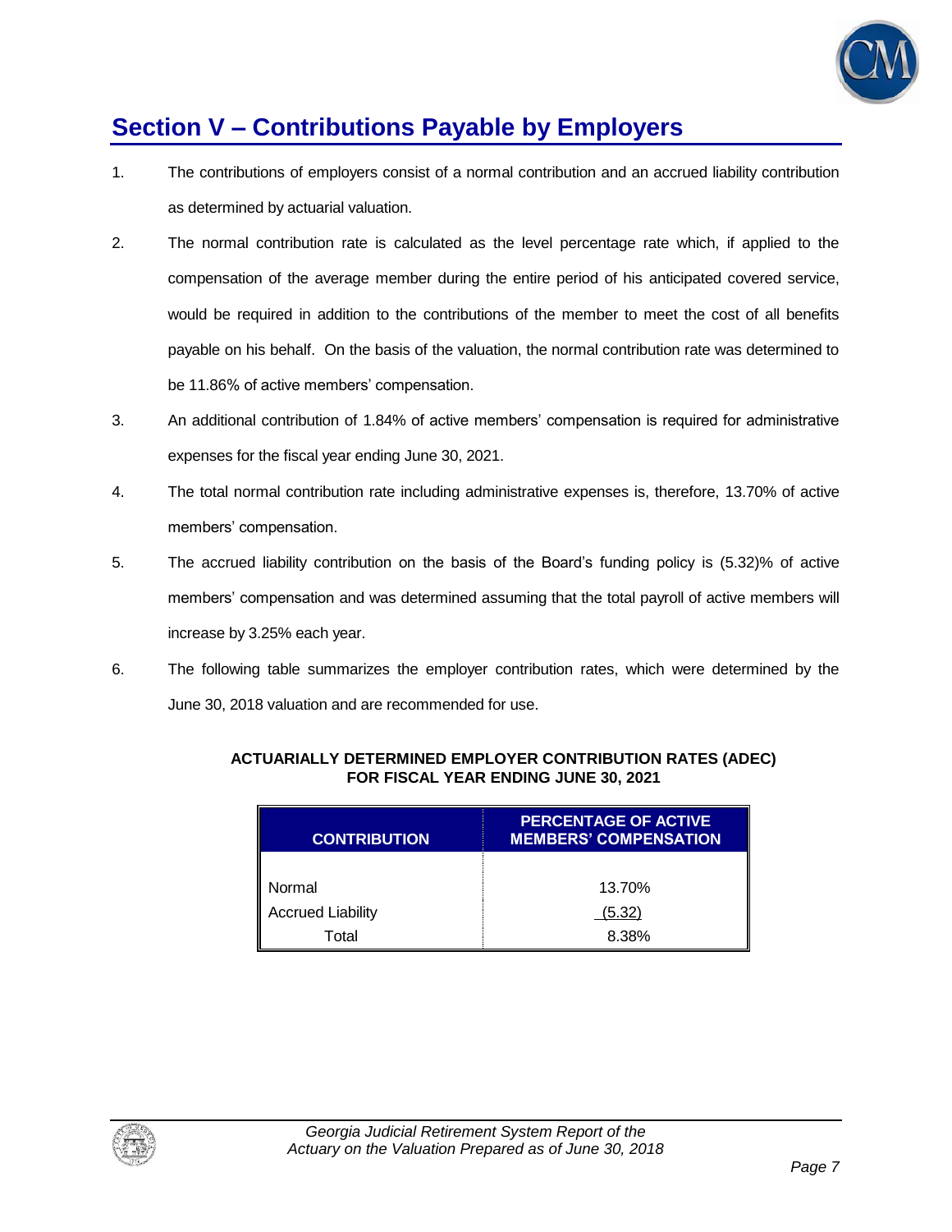## Section V – Contributions Payable by Employers

1. The contributions of employers consist of a normal contribution and an accrued liability contribution as determined by actuarial valuation.

2. The normal contribution rate is calculated as the level percentage rate which, if applied to the compensation of the average member during the entire period of his anticipated covered service, would be required in addition to the contributions of the member to meet the cost of all benefits payable on his behalf. On the basis of the valuation, the normal contribution rate was determined to be 11.86% of active members' compensation.

3. An additional contribution of 1.84% of active members' compensation is required for administrative expenses for the fiscal year ending June 30, 2021.

4. The total normal contribution rate including administrative expenses is, therefore, 13.70% of active members' compensation.

5. The accrued liability contribution on the basis of the Board's funding policy is (5.32)% of active members' compensation and was determined assuming that the total payroll of active members will increase by 3.25% each year.

6. The following table summarizes the employer contribution rates, which were determined by the June 30, 2018 valuation and are recommended for use.

**ACTUARIALLY DETERMINED EMPLOYER CONTRIBUTION RATES (ADEC)**
**FOR FISCAL YEAR ENDING JUNE 30, 2021**

| CONTRIBUTION | PERCENTAGE OF ACTIVE MEMBERS' COMPENSATION |
|---|---|
| Normal | 13.70% |
| Accrued Liability | (5.32) |
| Total | 8.38% |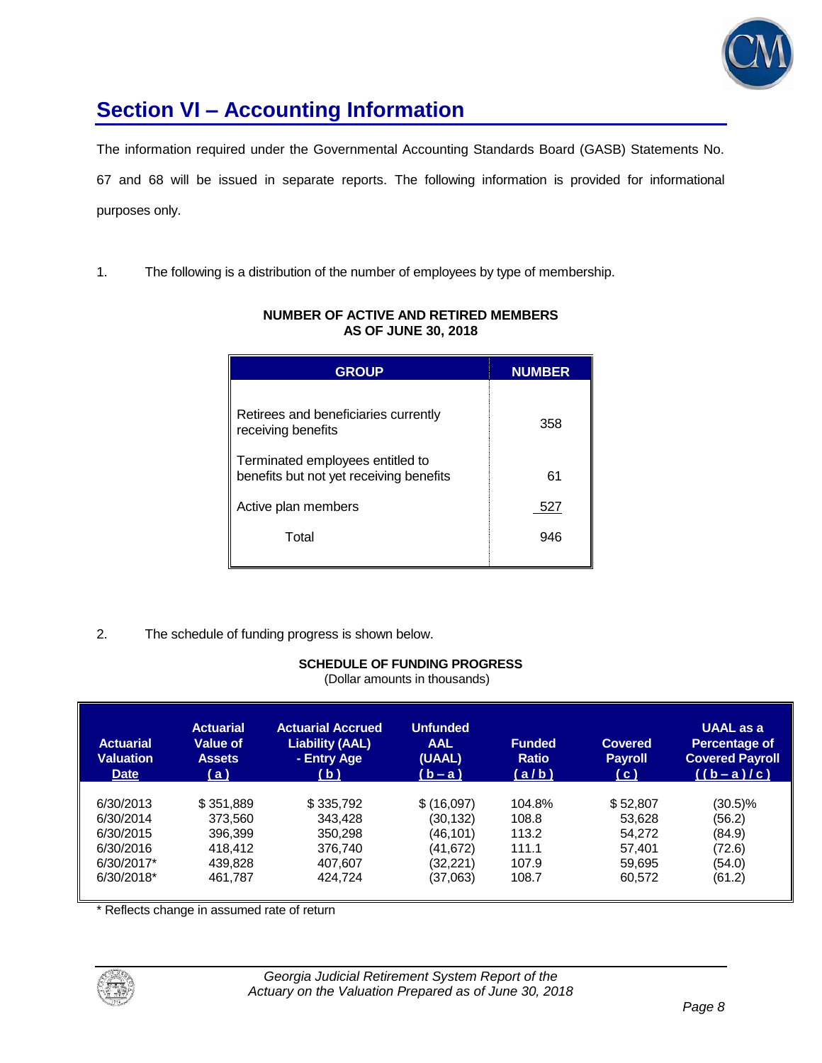# Section VI – Accounting Information

The information required under the Governmental Accounting Standards Board (GASB) Statements No. 67 and 68 will be issued in separate reports. The following information is provided for informational purposes only.

1. The following is a distribution of the number of employees by type of membership.

**NUMBER OF ACTIVE AND RETIRED MEMBERS AS OF JUNE 30, 2018**

| GROUP | NUMBER |
|---|---|
| Retirees and beneficiaries currently receiving benefits | 358 |
| Terminated employees entitled to benefits but not yet receiving benefits | 61 |
| Active plan members | 527 |
| Total | 946 |

2. The schedule of funding progress is shown below.

**SCHEDULE OF FUNDING PROGRESS**
(Dollar amounts in thousands)

| Actuarial Valuation Date | Actuarial Value of Assets ( a ) | Actuarial Accrued Liability (AAL) - Entry Age ( b ) | Unfunded AAL (UAAL) ( b – a ) | Funded Ratio ( a / b ) | Covered Payroll ( c ) | UAAL as a Percentage of Covered Payroll ( ( b – a ) / c ) |
|---|---|---|---|---|---|---|
| 6/30/2013 | $ 351,889 | $ 335,792 | $ (16,097) | 104.8% | $ 52,807 | (30.5)% |
| 6/30/2014 | 373,560 | 343,428 | (30,132) | 108.8 | 53,628 | (56.2) |
| 6/30/2015 | 396,399 | 350,298 | (46,101) | 113.2 | 54,272 | (84.9) |
| 6/30/2016 | 418,412 | 376,740 | (41,672) | 111.1 | 57,401 | (72.6) |
| 6/30/2017* | 439,828 | 407,607 | (32,221) | 107.9 | 59,695 | (54.0) |
| 6/30/2018* | 461,787 | 424,724 | (37,063) | 108.7 | 60,572 | (61.2) |

* Reflects change in assumed rate of return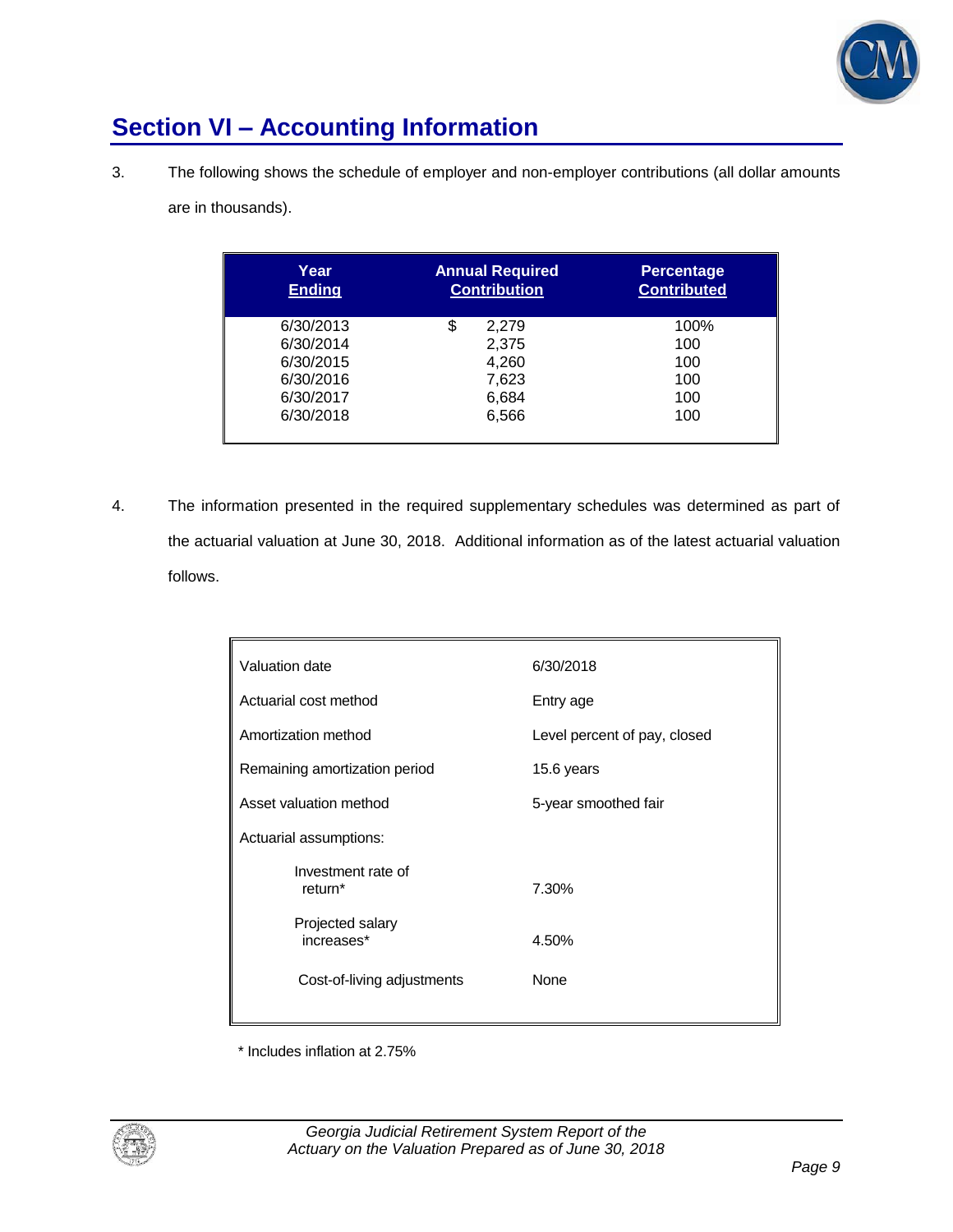## Section VI – Accounting Information

3. The following shows the schedule of employer and non-employer contributions (all dollar amounts are in thousands).

| Year Ending | Annual Required Contribution | Percentage Contributed |
|---|---|---|
| 6/30/2013 | $ 2,279 | 100% |
| 6/30/2014 | 2,375 | 100 |
| 6/30/2015 | 4,260 | 100 |
| 6/30/2016 | 7,623 | 100 |
| 6/30/2017 | 6,684 | 100 |
| 6/30/2018 | 6,566 | 100 |

4. The information presented in the required supplementary schedules was determined as part of the actuarial valuation at June 30, 2018. Additional information as of the latest actuarial valuation follows.

| | |
|---|---|
| Valuation date | 6/30/2018 |
| Actuarial cost method | Entry age |
| Amortization method | Level percent of pay, closed |
| Remaining amortization period | 15.6 years |
| Asset valuation method | 5-year smoothed fair |
| Actuarial assumptions: | |
| Investment rate of return* | 7.30% |
| Projected salary increases* | 4.50% |
| Cost-of-living adjustments | None |

* Includes inflation at 2.75%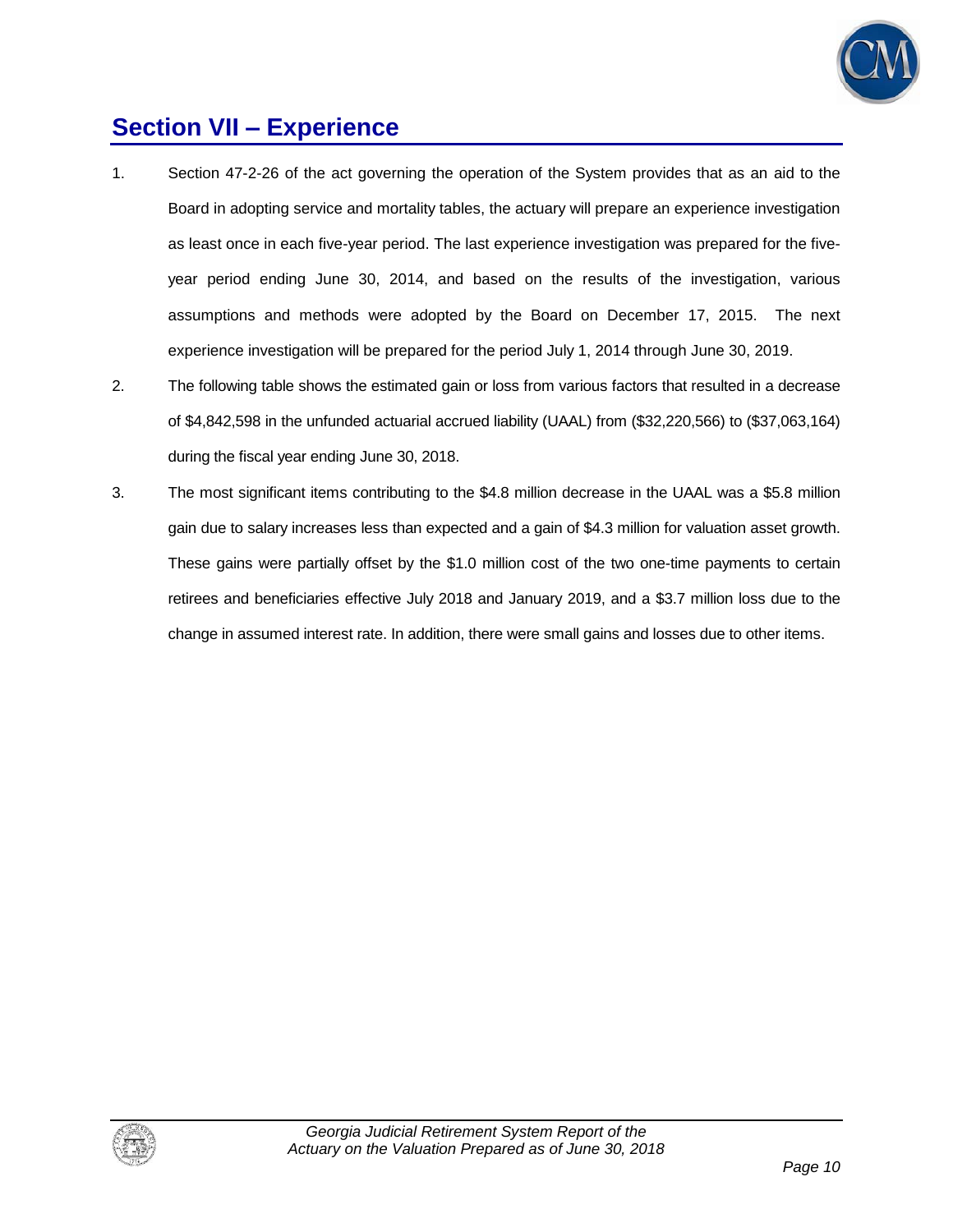## Section VII – Experience

1. Section 47-2-26 of the act governing the operation of the System provides that as an aid to the Board in adopting service and mortality tables, the actuary will prepare an experience investigation as least once in each five-year period. The last experience investigation was prepared for the five-year period ending June 30, 2014, and based on the results of the investigation, various assumptions and methods were adopted by the Board on December 17, 2015. The next experience investigation will be prepared for the period July 1, 2014 through June 30, 2019.

2. The following table shows the estimated gain or loss from various factors that resulted in a decrease of $4,842,598 in the unfunded actuarial accrued liability (UAAL) from ($32,220,566) to ($37,063,164) during the fiscal year ending June 30, 2018.

3. The most significant items contributing to the $4.8 million decrease in the UAAL was a $5.8 million gain due to salary increases less than expected and a gain of $4.3 million for valuation asset growth. These gains were partially offset by the $1.0 million cost of the two one-time payments to certain retirees and beneficiaries effective July 2018 and January 2019, and a $3.7 million loss due to the change in assumed interest rate. In addition, there were small gains and losses due to other items.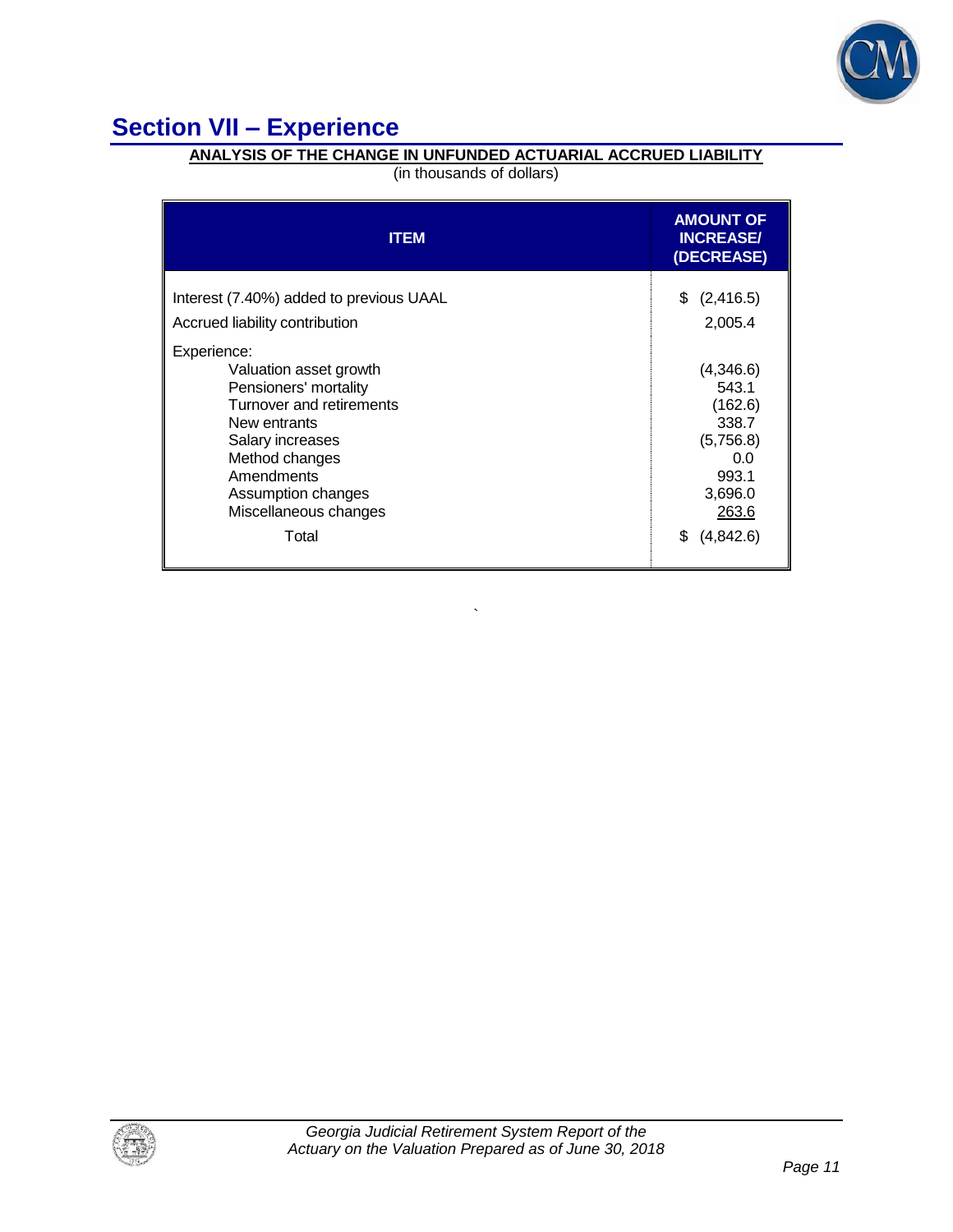# Section VII – Experience

**ANALYSIS OF THE CHANGE IN UNFUNDED ACTUARIAL ACCRUED LIABILITY**

(in thousands of dollars)

| ITEM | AMOUNT OF INCREASE/ (DECREASE) |
|---|---|
| Interest (7.40%) added to previous UAAL | $ (2,416.5) |
| Accrued liability contribution | 2,005.4 |
| Experience: | |
| Valuation asset growth | (4,346.6) |
| Pensioners' mortality | 543.1 |
| Turnover and retirements | (162.6) |
| New entrants | 338.7 |
| Salary increases | (5,756.8) |
| Method changes | 0.0 |
| Amendments | 993.1 |
| Assumption changes | 3,696.0 |
| Miscellaneous changes | 263.6 |
| Total | $ (4,842.6) |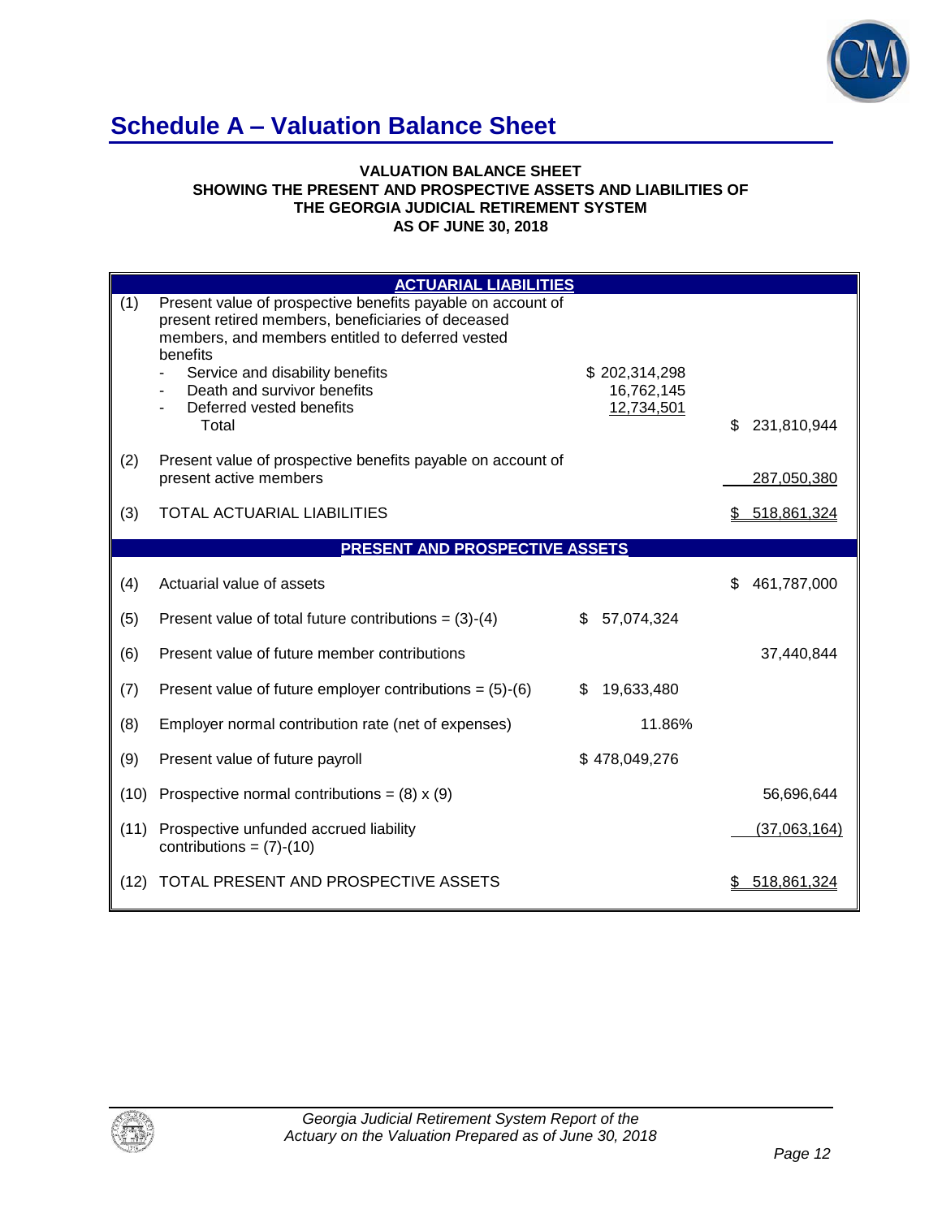# Schedule A – Valuation Balance Sheet

**VALUATION BALANCE SHEET**
**SHOWING THE PRESENT AND PROSPECTIVE ASSETS AND LIABILITIES OF THE GEORGIA JUDICIAL RETIREMENT SYSTEM**
**AS OF JUNE 30, 2018**

| | **ACTUARIAL LIABILITIES** | | |
|---|---|---|---|
| (1) | Present value of prospective benefits payable on account of present retired members, beneficiaries of deceased members, and members entitled to deferred vested benefits | | |
| | - Service and disability benefits | $ 202,314,298 | |
| | - Death and survivor benefits | 16,762,145 | |
| | - Deferred vested benefits | 12,734,501 | |
| | Total | | $ 231,810,944 |
| (2) | Present value of prospective benefits payable on account of present active members | | 287,050,380 |
| (3) | TOTAL ACTUARIAL LIABILITIES | | $ 518,861,324 |
| | **PRESENT AND PROSPECTIVE ASSETS** | | |
| (4) | Actuarial value of assets | | $ 461,787,000 |
| (5) | Present value of total future contributions = (3)-(4) | $ 57,074,324 | |
| (6) | Present value of future member contributions | | 37,440,844 |
| (7) | Present value of future employer contributions = (5)-(6) | $ 19,633,480 | |
| (8) | Employer normal contribution rate (net of expenses) | 11.86% | |
| (9) | Present value of future payroll | $ 478,049,276 | |
| (10) | Prospective normal contributions = (8) x (9) | | 56,696,644 |
| (11) | Prospective unfunded accrued liability contributions = (7)-(10) | | (37,063,164) |
| (12) | TOTAL PRESENT AND PROSPECTIVE ASSETS | | $ 518,861,324 |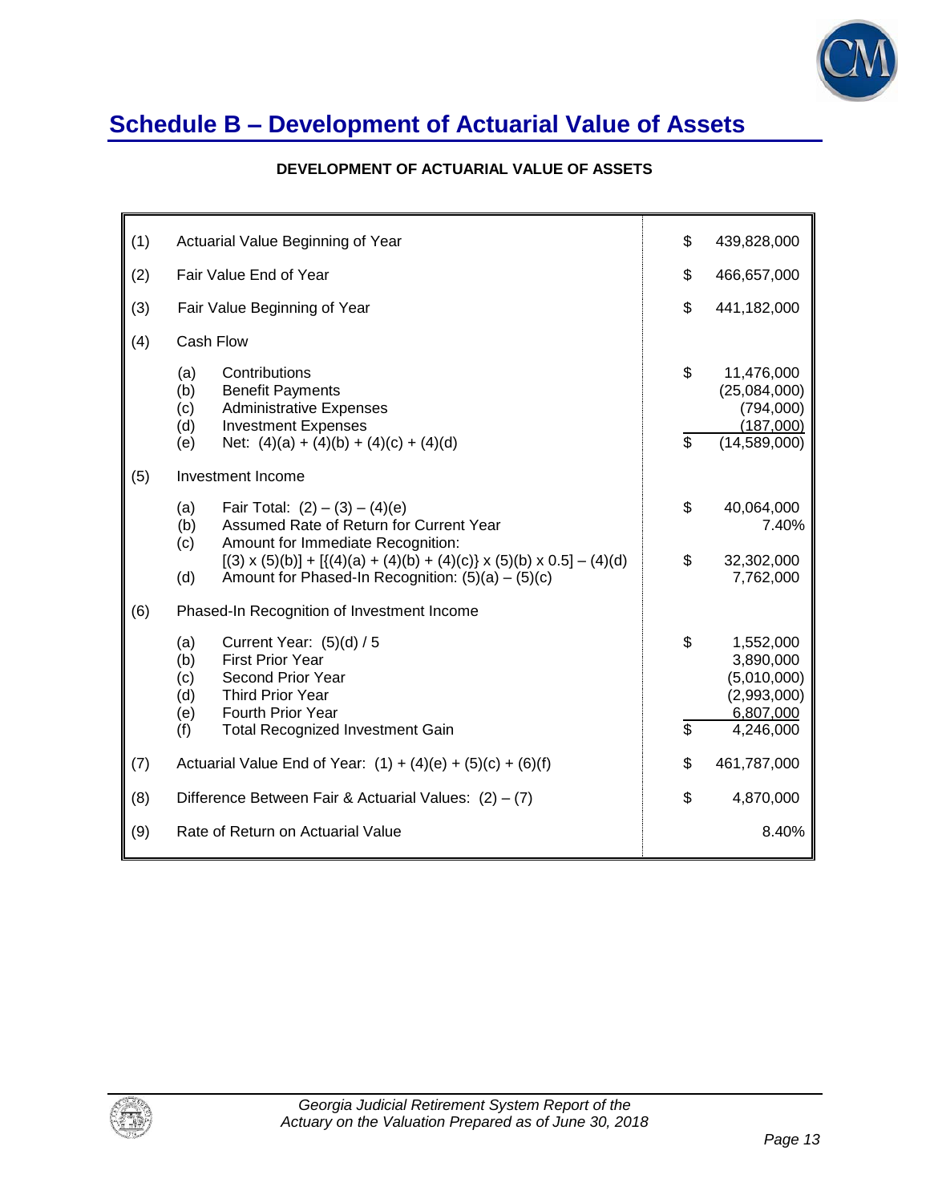# Schedule B – Development of Actuarial Value of Assets

**DEVELOPMENT OF ACTUARIAL VALUE OF ASSETS**

| | | | |
|---|---|---|---|
| (1) | Actuarial Value Beginning of Year | $ | 439,828,000 |
| (2) | Fair Value End of Year | $ | 466,657,000 |
| (3) | Fair Value Beginning of Year | $ | 441,182,000 |
| (4) | Cash Flow | | |
| | (a) Contributions | $ | 11,476,000 |
| | (b) Benefit Payments | | (25,084,000) |
| | (c) Administrative Expenses | | (794,000) |
| | (d) Investment Expenses | | (187,000) |
| | (e) Net: (4)(a) + (4)(b) + (4)(c) + (4)(d) | $ | (14,589,000) |
| (5) | Investment Income | | |
| | (a) Fair Total: (2) – (3) – (4)(e) | $ | 40,064,000 |
| | (b) Assumed Rate of Return for Current Year | | 7.40% |
| | (c) Amount for Immediate Recognition: [(3) x (5)(b)] + [{(4)(a) + (4)(b) + (4)(c)} x (5)(b) x 0.5] – (4)(d) | $ | 32,302,000 |
| | (d) Amount for Phased-In Recognition: (5)(a) – (5)(c) | | 7,762,000 |
| (6) | Phased-In Recognition of Investment Income | | |
| | (a) Current Year: (5)(d) / 5 | $ | 1,552,000 |
| | (b) First Prior Year | | 3,890,000 |
| | (c) Second Prior Year | | (5,010,000) |
| | (d) Third Prior Year | | (2,993,000) |
| | (e) Fourth Prior Year | | 6,807,000 |
| | (f) Total Recognized Investment Gain | $ | 4,246,000 |
| (7) | Actuarial Value End of Year: (1) + (4)(e) + (5)(c) + (6)(f) | $ | 461,787,000 |
| (8) | Difference Between Fair & Actuarial Values: (2) – (7) | $ | 4,870,000 |
| (9) | Rate of Return on Actuarial Value | | 8.40% |

*Georgia Judicial Retirement System Report of the Actuary on the Valuation Prepared as of June 30, 2018*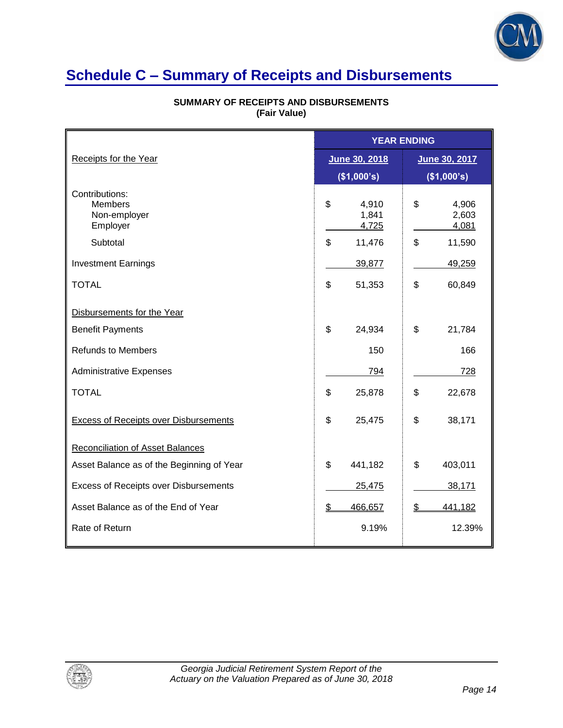# Schedule C – Summary of Receipts and Disbursements

**SUMMARY OF RECEIPTS AND DISBURSEMENTS**
**(Fair Value)**

| | YEAR ENDING | |
|---|---|---|
| Receipts for the Year | June 30, 2018 ($1,000's) | June 30, 2017 ($1,000's) |
| Contributions: | | |
| Members | $ 4,910 | $ 4,906 |
| Non-employer | 1,841 | 2,603 |
| Employer | 4,725 | 4,081 |
| Subtotal | $ 11,476 | $ 11,590 |
| Investment Earnings | 39,877 | 49,259 |
| TOTAL | $ 51,353 | $ 60,849 |
| **Disbursements for the Year** | | |
| Benefit Payments | $ 24,934 | $ 21,784 |
| Refunds to Members | 150 | 166 |
| Administrative Expenses | 794 | 728 |
| TOTAL | $ 25,878 | $ 22,678 |
| **Excess of Receipts over Disbursements** | $ 25,475 | $ 38,171 |
| **Reconciliation of Asset Balances** | | |
| Asset Balance as of the Beginning of Year | $ 441,182 | $ 403,011 |
| Excess of Receipts over Disbursements | 25,475 | 38,171 |
| Asset Balance as of the End of Year | $ 466,657 | $ 441,182 |
| Rate of Return | 9.19% | 12.39% |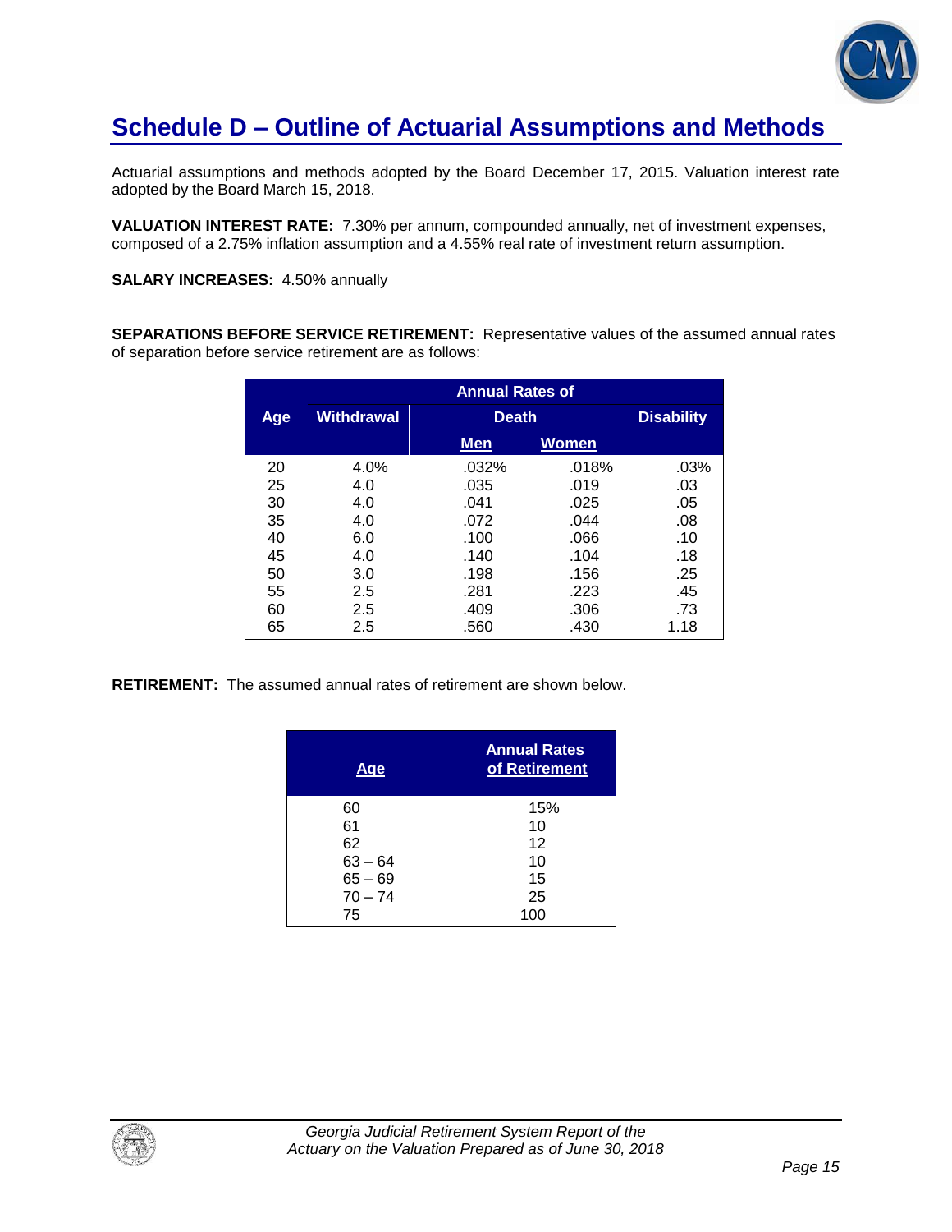# Schedule D – Outline of Actuarial Assumptions and Methods

Actuarial assumptions and methods adopted by the Board December 17, 2015. Valuation interest rate adopted by the Board March 15, 2018.

**VALUATION INTEREST RATE:** 7.30% per annum, compounded annually, net of investment expenses, composed of a 2.75% inflation assumption and a 4.55% real rate of investment return assumption.

**SALARY INCREASES:** 4.50% annually

**SEPARATIONS BEFORE SERVICE RETIREMENT:** Representative values of the assumed annual rates of separation before service retirement are as follows:

| | Annual Rates of | | | |
|---|---|---|---|---|
| **Age** | **Withdrawal** | **Death** | | **Disability** |
| | | **Men** | **Women** | |
| 20 | 4.0% | .032% | .018% | .03% |
| 25 | 4.0 | .035 | .019 | .03 |
| 30 | 4.0 | .041 | .025 | .05 |
| 35 | 4.0 | .072 | .044 | .08 |
| 40 | 6.0 | .100 | .066 | .10 |
| 45 | 4.0 | .140 | .104 | .18 |
| 50 | 3.0 | .198 | .156 | .25 |
| 55 | 2.5 | .281 | .223 | .45 |
| 60 | 2.5 | .409 | .306 | .73 |
| 65 | 2.5 | .560 | .430 | 1.18 |

**RETIREMENT:** The assumed annual rates of retirement are shown below.

| Age | Annual Rates of Retirement |
|---|---|
| 60 | 15% |
| 61 | 10 |
| 62 | 12 |
| 63 – 64 | 10 |
| 65 – 69 | 15 |
| 70 – 74 | 25 |
| 75 | 100 |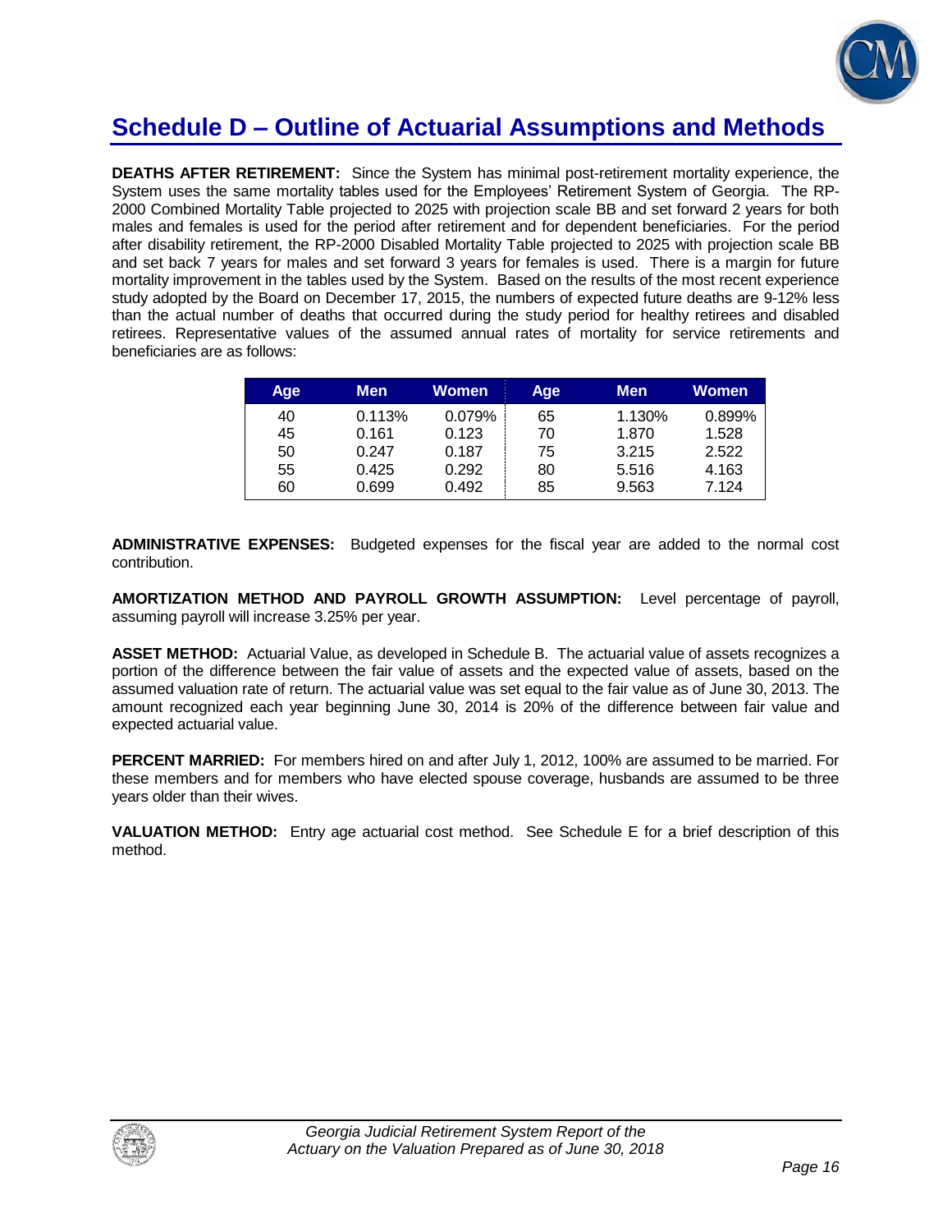# Schedule D – Outline of Actuarial Assumptions and Methods

**DEATHS AFTER RETIREMENT:** Since the System has minimal post-retirement mortality experience, the System uses the same mortality tables used for the Employees' Retirement System of Georgia. The RP-2000 Combined Mortality Table projected to 2025 with projection scale BB and set forward 2 years for both males and females is used for the period after retirement and for dependent beneficiaries. For the period after disability retirement, the RP-2000 Disabled Mortality Table projected to 2025 with projection scale BB and set back 7 years for males and set forward 3 years for females is used. There is a margin for future mortality improvement in the tables used by the System. Based on the results of the most recent experience study adopted by the Board on December 17, 2015, the numbers of expected future deaths are 9-12% less than the actual number of deaths that occurred during the study period for healthy retirees and disabled retirees. Representative values of the assumed annual rates of mortality for service retirements and beneficiaries are as follows:

| Age | Men | Women | Age | Men | Women |
|---|---|---|---|---|---|
| 40 | 0.113% | 0.079% | 65 | 1.130% | 0.899% |
| 45 | 0.161 | 0.123 | 70 | 1.870 | 1.528 |
| 50 | 0.247 | 0.187 | 75 | 3.215 | 2.522 |
| 55 | 0.425 | 0.292 | 80 | 5.516 | 4.163 |
| 60 | 0.699 | 0.492 | 85 | 9.563 | 7.124 |

**ADMINISTRATIVE EXPENSES:** Budgeted expenses for the fiscal year are added to the normal cost contribution.

**AMORTIZATION METHOD AND PAYROLL GROWTH ASSUMPTION:** Level percentage of payroll, assuming payroll will increase 3.25% per year.

**ASSET METHOD:** Actuarial Value, as developed in Schedule B. The actuarial value of assets recognizes a portion of the difference between the fair value of assets and the expected value of assets, based on the assumed valuation rate of return. The actuarial value was set equal to the fair value as of June 30, 2013. The amount recognized each year beginning June 30, 2014 is 20% of the difference between fair value and expected actuarial value.

**PERCENT MARRIED:** For members hired on and after July 1, 2012, 100% are assumed to be married. For these members and for members who have elected spouse coverage, husbands are assumed to be three years older than their wives.

**VALUATION METHOD:** Entry age actuarial cost method. See Schedule E for a brief description of this method.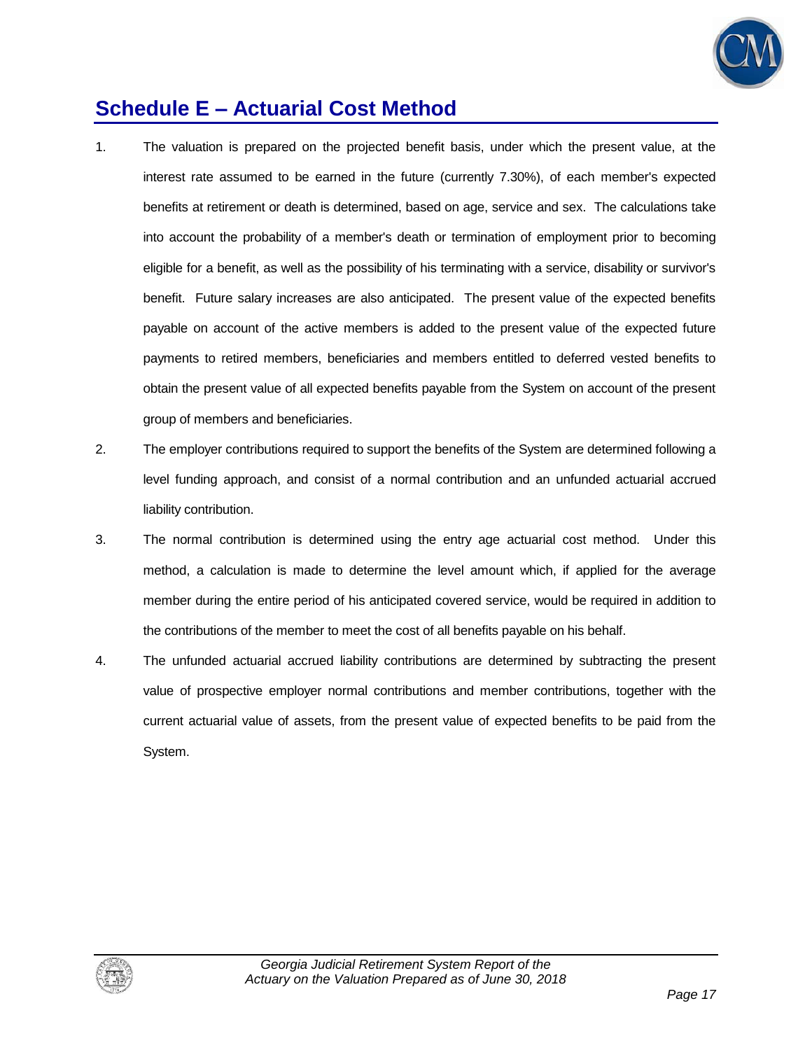# Schedule E – Actuarial Cost Method

1. The valuation is prepared on the projected benefit basis, under which the present value, at the interest rate assumed to be earned in the future (currently 7.30%), of each member's expected benefits at retirement or death is determined, based on age, service and sex. The calculations take into account the probability of a member's death or termination of employment prior to becoming eligible for a benefit, as well as the possibility of his terminating with a service, disability or survivor's benefit. Future salary increases are also anticipated. The present value of the expected benefits payable on account of the active members is added to the present value of the expected future payments to retired members, beneficiaries and members entitled to deferred vested benefits to obtain the present value of all expected benefits payable from the System on account of the present group of members and beneficiaries.

2. The employer contributions required to support the benefits of the System are determined following a level funding approach, and consist of a normal contribution and an unfunded actuarial accrued liability contribution.

3. The normal contribution is determined using the entry age actuarial cost method. Under this method, a calculation is made to determine the level amount which, if applied for the average member during the entire period of his anticipated covered service, would be required in addition to the contributions of the member to meet the cost of all benefits payable on his behalf.

4. The unfunded actuarial accrued liability contributions are determined by subtracting the present value of prospective employer normal contributions and member contributions, together with the current actuarial value of assets, from the present value of expected benefits to be paid from the System.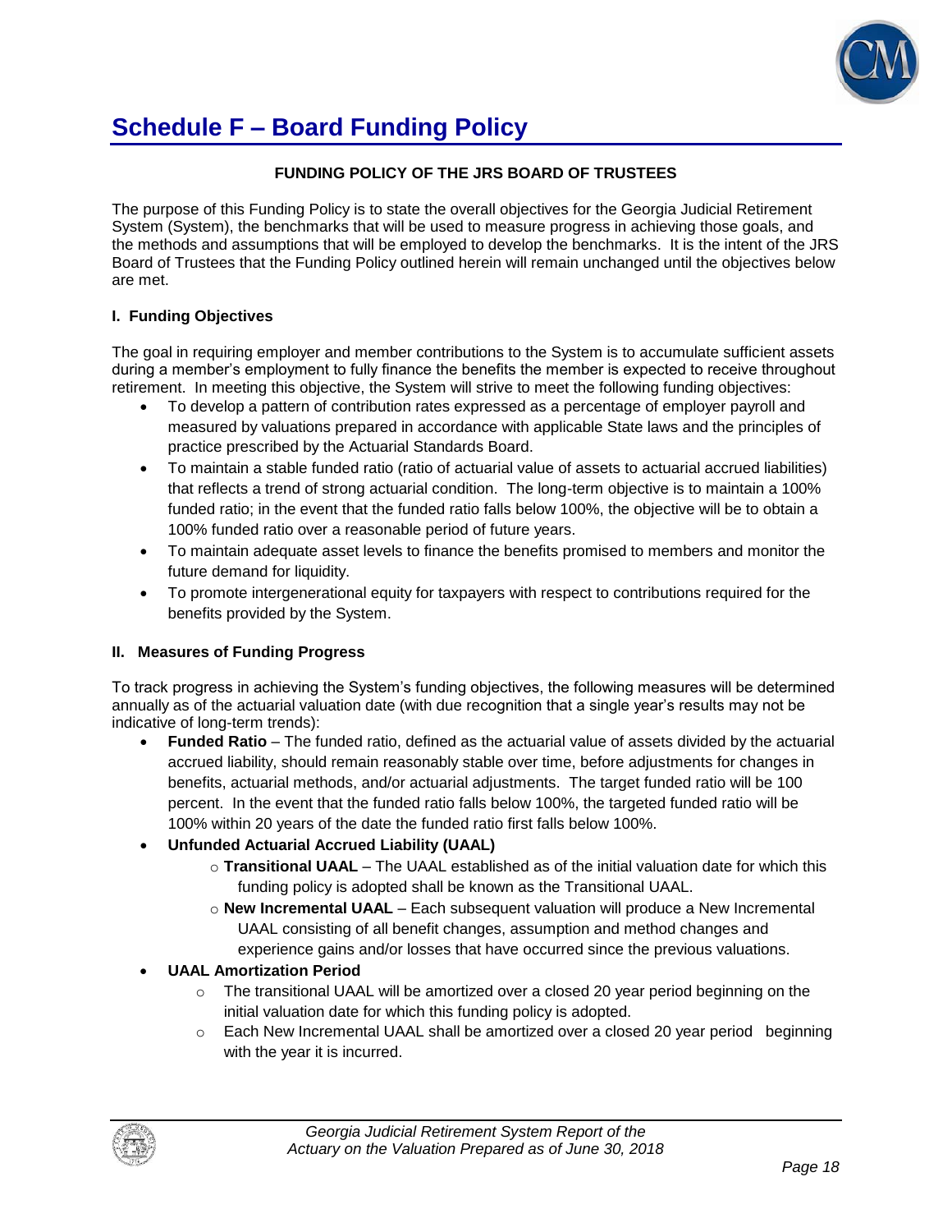# Schedule F – Board Funding Policy

**FUNDING POLICY OF THE JRS BOARD OF TRUSTEES**

The purpose of this Funding Policy is to state the overall objectives for the Georgia Judicial Retirement System (System), the benchmarks that will be used to measure progress in achieving those goals, and the methods and assumptions that will be employed to develop the benchmarks. It is the intent of the JRS Board of Trustees that the Funding Policy outlined herein will remain unchanged until the objectives below are met.

### I. Funding Objectives

The goal in requiring employer and member contributions to the System is to accumulate sufficient assets during a member's employment to fully finance the benefits the member is expected to receive throughout retirement. In meeting this objective, the System will strive to meet the following funding objectives:

- To develop a pattern of contribution rates expressed as a percentage of employer payroll and measured by valuations prepared in accordance with applicable State laws and the principles of practice prescribed by the Actuarial Standards Board.
- To maintain a stable funded ratio (ratio of actuarial value of assets to actuarial accrued liabilities) that reflects a trend of strong actuarial condition. The long-term objective is to maintain a 100% funded ratio; in the event that the funded ratio falls below 100%, the objective will be to obtain a 100% funded ratio over a reasonable period of future years.
- To maintain adequate asset levels to finance the benefits promised to members and monitor the future demand for liquidity.
- To promote intergenerational equity for taxpayers with respect to contributions required for the benefits provided by the System.

### II. Measures of Funding Progress

To track progress in achieving the System's funding objectives, the following measures will be determined annually as of the actuarial valuation date (with due recognition that a single year's results may not be indicative of long-term trends):

- **Funded Ratio** – The funded ratio, defined as the actuarial value of assets divided by the actuarial accrued liability, should remain reasonably stable over time, before adjustments for changes in benefits, actuarial methods, and/or actuarial adjustments. The target funded ratio will be 100 percent. In the event that the funded ratio falls below 100%, the targeted funded ratio will be 100% within 20 years of the date the funded ratio first falls below 100%.
- **Unfunded Actuarial Accrued Liability (UAAL)**
  - **Transitional UAAL** – The UAAL established as of the initial valuation date for which this funding policy is adopted shall be known as the Transitional UAAL.
  - **New Incremental UAAL** – Each subsequent valuation will produce a New Incremental UAAL consisting of all benefit changes, assumption and method changes and experience gains and/or losses that have occurred since the previous valuations.
- **UAAL Amortization Period**
  - The transitional UAAL will be amortized over a closed 20 year period beginning on the initial valuation date for which this funding policy is adopted.
  - Each New Incremental UAAL shall be amortized over a closed 20 year period beginning with the year it is incurred.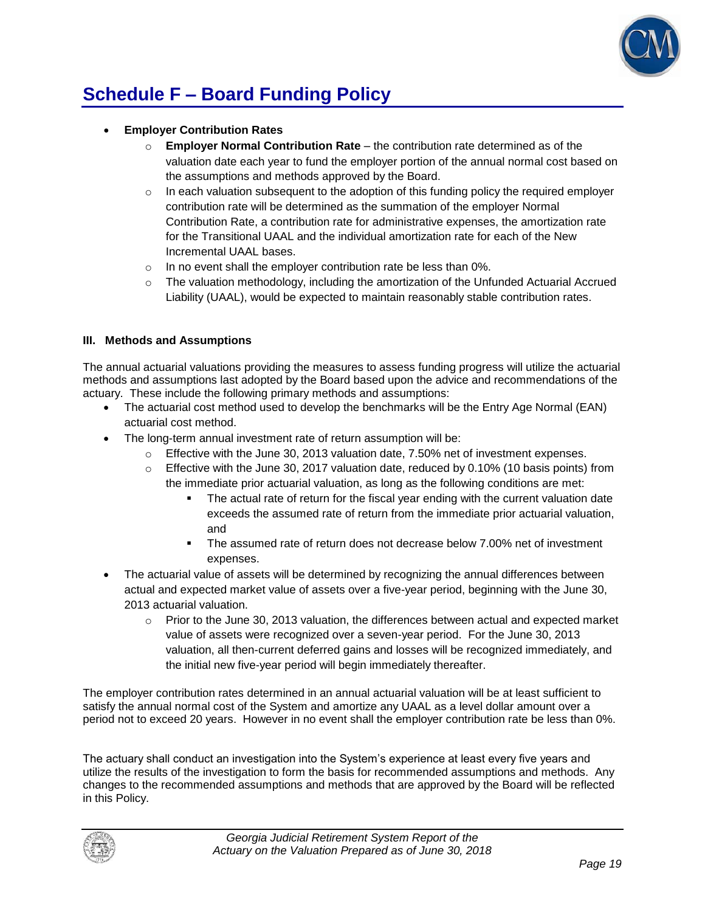# Schedule F – Board Funding Policy

- **Employer Contribution Rates**
  - **Employer Normal Contribution Rate** – the contribution rate determined as of the valuation date each year to fund the employer portion of the annual normal cost based on the assumptions and methods approved by the Board.
  - In each valuation subsequent to the adoption of this funding policy the required employer contribution rate will be determined as the summation of the employer Normal Contribution Rate, a contribution rate for administrative expenses, the amortization rate for the Transitional UAAL and the individual amortization rate for each of the New Incremental UAAL bases.
  - In no event shall the employer contribution rate be less than 0%.
  - The valuation methodology, including the amortization of the Unfunded Actuarial Accrued Liability (UAAL), would be expected to maintain reasonably stable contribution rates.

### III. Methods and Assumptions

The annual actuarial valuations providing the measures to assess funding progress will utilize the actuarial methods and assumptions last adopted by the Board based upon the advice and recommendations of the actuary. These include the following primary methods and assumptions:

- The actuarial cost method used to develop the benchmarks will be the Entry Age Normal (EAN) actuarial cost method.
- The long-term annual investment rate of return assumption will be:
  - Effective with the June 30, 2013 valuation date, 7.50% net of investment expenses.
  - Effective with the June 30, 2017 valuation date, reduced by 0.10% (10 basis points) from the immediate prior actuarial valuation, as long as the following conditions are met:
    - The actual rate of return for the fiscal year ending with the current valuation date exceeds the assumed rate of return from the immediate prior actuarial valuation, and
    - The assumed rate of return does not decrease below 7.00% net of investment expenses.
- The actuarial value of assets will be determined by recognizing the annual differences between actual and expected market value of assets over a five-year period, beginning with the June 30, 2013 actuarial valuation.
  - Prior to the June 30, 2013 valuation, the differences between actual and expected market value of assets were recognized over a seven-year period. For the June 30, 2013 valuation, all then-current deferred gains and losses will be recognized immediately, and the initial new five-year period will begin immediately thereafter.

The employer contribution rates determined in an annual actuarial valuation will be at least sufficient to satisfy the annual normal cost of the System and amortize any UAAL as a level dollar amount over a period not to exceed 20 years. However in no event shall the employer contribution rate be less than 0%.

The actuary shall conduct an investigation into the System's experience at least every five years and utilize the results of the investigation to form the basis for recommended assumptions and methods. Any changes to the recommended assumptions and methods that are approved by the Board will be reflected in this Policy.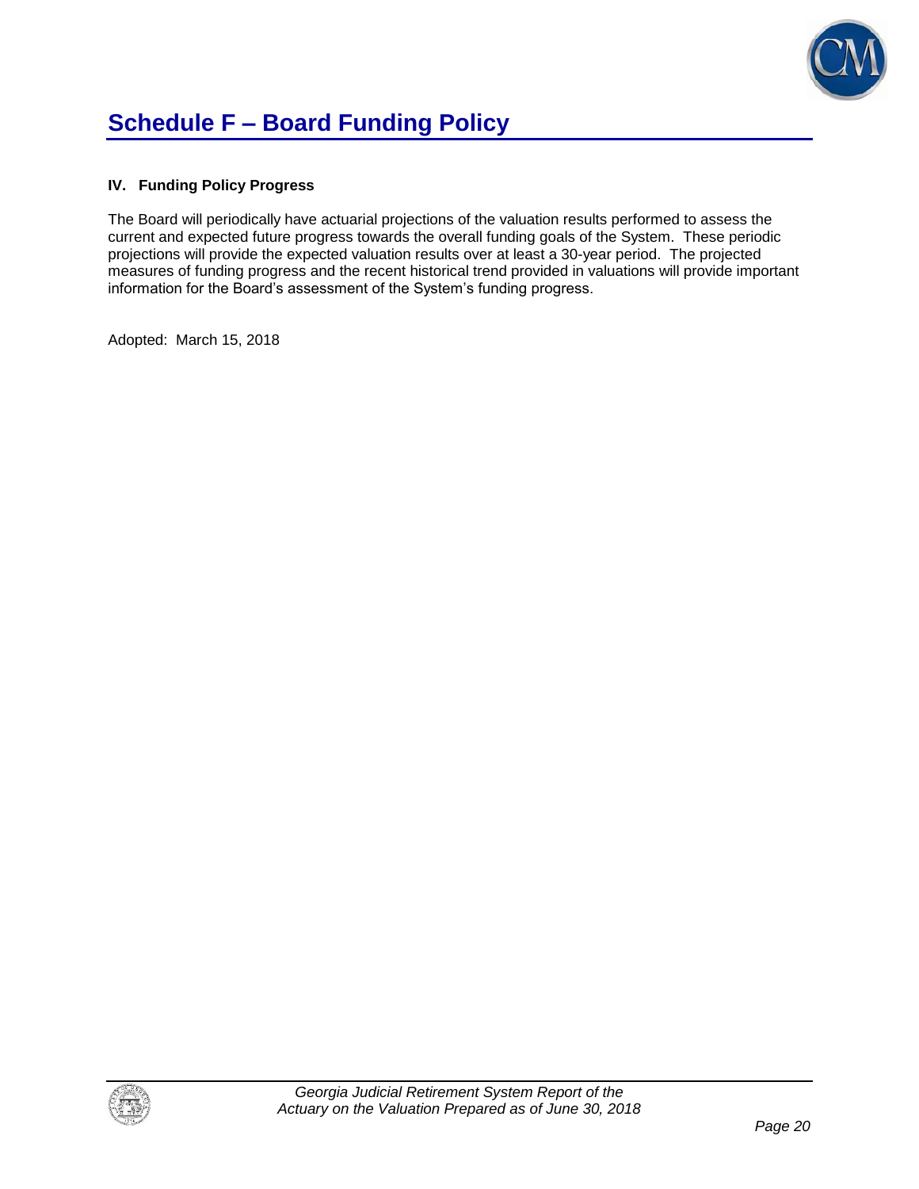# Schedule F – Board Funding Policy

**IV. Funding Policy Progress**

The Board will periodically have actuarial projections of the valuation results performed to assess the current and expected future progress towards the overall funding goals of the System. These periodic projections will provide the expected valuation results over at least a 30-year period. The projected measures of funding progress and the recent historical trend provided in valuations will provide important information for the Board's assessment of the System's funding progress.

Adopted: March 15, 2018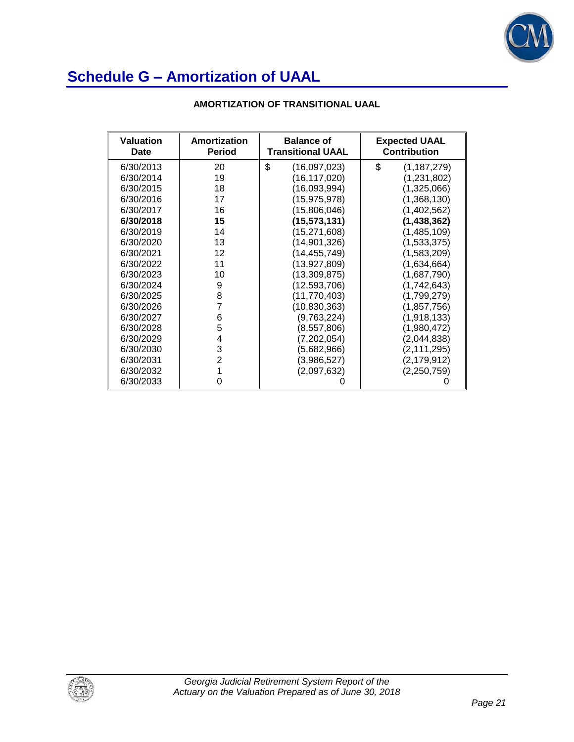# Schedule G – Amortization of UAAL

**AMORTIZATION OF TRANSITIONAL UAAL**

| Valuation Date | Amortization Period | Balance of Transitional UAAL | Expected UAAL Contribution |
|---|---|---|---|
| 6/30/2013 | 20 | $ (16,097,023) | $ (1,187,279) |
| 6/30/2014 | 19 | (16,117,020) | (1,231,802) |
| 6/30/2015 | 18 | (16,093,994) | (1,325,066) |
| 6/30/2016 | 17 | (15,975,978) | (1,368,130) |
| 6/30/2017 | 16 | (15,806,046) | (1,402,562) |
| **6/30/2018** | **15** | **(15,573,131)** | **(1,438,362)** |
| 6/30/2019 | 14 | (15,271,608) | (1,485,109) |
| 6/30/2020 | 13 | (14,901,326) | (1,533,375) |
| 6/30/2021 | 12 | (14,455,749) | (1,583,209) |
| 6/30/2022 | 11 | (13,927,809) | (1,634,664) |
| 6/30/2023 | 10 | (13,309,875) | (1,687,790) |
| 6/30/2024 | 9 | (12,593,706) | (1,742,643) |
| 6/30/2025 | 8 | (11,770,403) | (1,799,279) |
| 6/30/2026 | 7 | (10,830,363) | (1,857,756) |
| 6/30/2027 | 6 | (9,763,224) | (1,918,133) |
| 6/30/2028 | 5 | (8,557,806) | (1,980,472) |
| 6/30/2029 | 4 | (7,202,054) | (2,044,838) |
| 6/30/2030 | 3 | (5,682,966) | (2,111,295) |
| 6/30/2031 | 2 | (3,986,527) | (2,179,912) |
| 6/30/2032 | 1 | (2,097,632) | (2,250,759) |
| 6/30/2033 | 0 | 0 | 0 |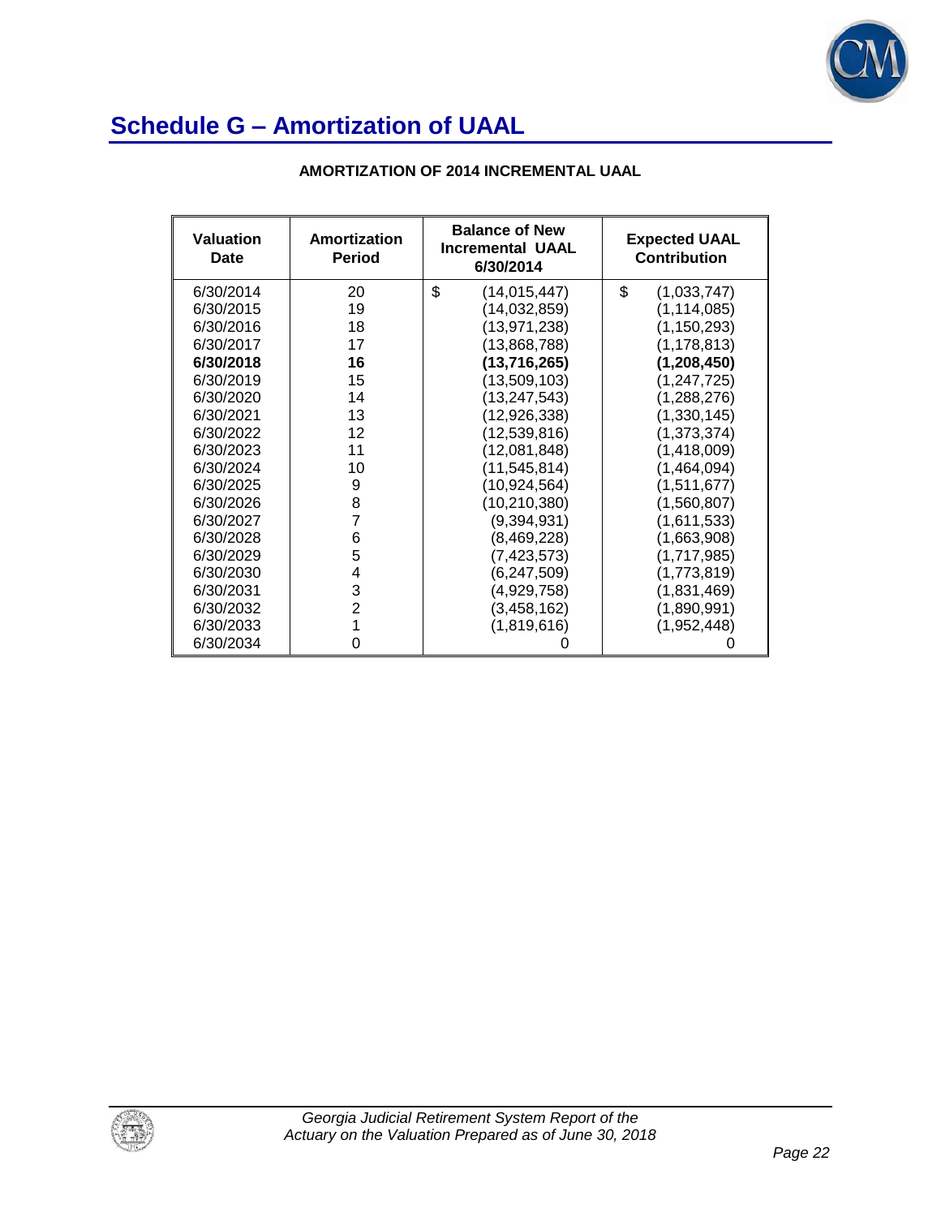# Schedule G – Amortization of UAAL

**AMORTIZATION OF 2014 INCREMENTAL UAAL**

| Valuation Date | Amortization Period | Balance of New Incremental UAAL 6/30/2014 | Expected UAAL Contribution |
|---|---|---|---|
| 6/30/2014 | 20 | $ (14,015,447) | $ (1,033,747) |
| 6/30/2015 | 19 | (14,032,859) | (1,114,085) |
| 6/30/2016 | 18 | (13,971,238) | (1,150,293) |
| 6/30/2017 | 17 | (13,868,788) | (1,178,813) |
| **6/30/2018** | **16** | **(13,716,265)** | **(1,208,450)** |
| 6/30/2019 | 15 | (13,509,103) | (1,247,725) |
| 6/30/2020 | 14 | (13,247,543) | (1,288,276) |
| 6/30/2021 | 13 | (12,926,338) | (1,330,145) |
| 6/30/2022 | 12 | (12,539,816) | (1,373,374) |
| 6/30/2023 | 11 | (12,081,848) | (1,418,009) |
| 6/30/2024 | 10 | (11,545,814) | (1,464,094) |
| 6/30/2025 | 9 | (10,924,564) | (1,511,677) |
| 6/30/2026 | 8 | (10,210,380) | (1,560,807) |
| 6/30/2027 | 7 | (9,394,931) | (1,611,533) |
| 6/30/2028 | 6 | (8,469,228) | (1,663,908) |
| 6/30/2029 | 5 | (7,423,573) | (1,717,985) |
| 6/30/2030 | 4 | (6,247,509) | (1,773,819) |
| 6/30/2031 | 3 | (4,929,758) | (1,831,469) |
| 6/30/2032 | 2 | (3,458,162) | (1,890,991) |
| 6/30/2033 | 1 | (1,819,616) | (1,952,448) |
| 6/30/2034 | 0 | 0 | 0 |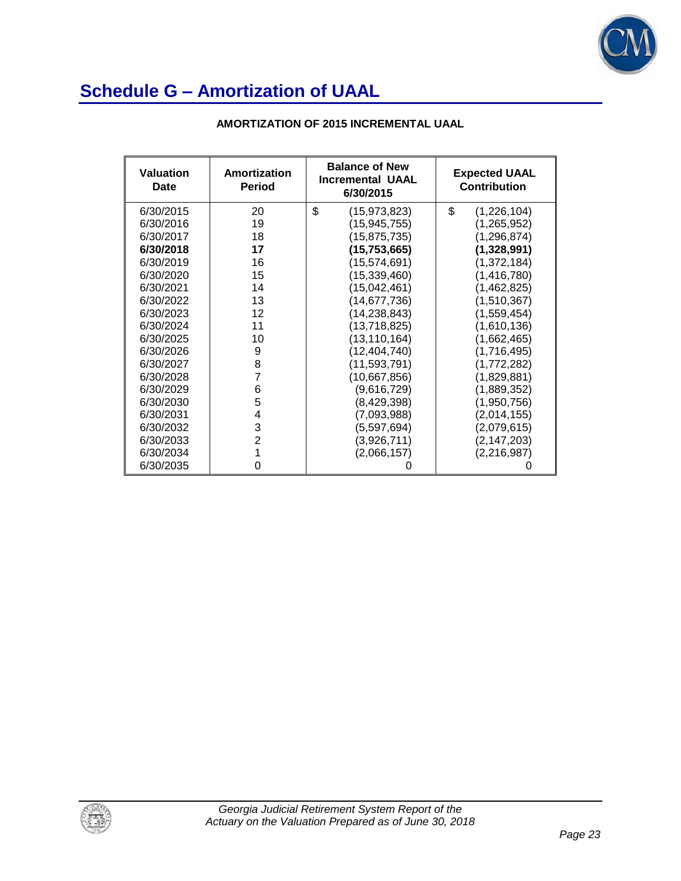# Schedule G – Amortization of UAAL

**AMORTIZATION OF 2015 INCREMENTAL UAAL**

| Valuation Date | Amortization Period | Balance of New Incremental UAAL 6/30/2015 | Expected UAAL Contribution |
|---|---|---|---|
| 6/30/2015 | 20 | $ (15,973,823) | $ (1,226,104) |
| 6/30/2016 | 19 | (15,945,755) | (1,265,952) |
| 6/30/2017 | 18 | (15,875,735) | (1,296,874) |
| **6/30/2018** | **17** | **(15,753,665)** | **(1,328,991)** |
| 6/30/2019 | 16 | (15,574,691) | (1,372,184) |
| 6/30/2020 | 15 | (15,339,460) | (1,416,780) |
| 6/30/2021 | 14 | (15,042,461) | (1,462,825) |
| 6/30/2022 | 13 | (14,677,736) | (1,510,367) |
| 6/30/2023 | 12 | (14,238,843) | (1,559,454) |
| 6/30/2024 | 11 | (13,718,825) | (1,610,136) |
| 6/30/2025 | 10 | (13,110,164) | (1,662,465) |
| 6/30/2026 | 9 | (12,404,740) | (1,716,495) |
| 6/30/2027 | 8 | (11,593,791) | (1,772,282) |
| 6/30/2028 | 7 | (10,667,856) | (1,829,881) |
| 6/30/2029 | 6 | (9,616,729) | (1,889,352) |
| 6/30/2030 | 5 | (8,429,398) | (1,950,756) |
| 6/30/2031 | 4 | (7,093,988) | (2,014,155) |
| 6/30/2032 | 3 | (5,597,694) | (2,079,615) |
| 6/30/2033 | 2 | (3,926,711) | (2,147,203) |
| 6/30/2034 | 1 | (2,066,157) | (2,216,987) |
| 6/30/2035 | 0 | 0 | 0 |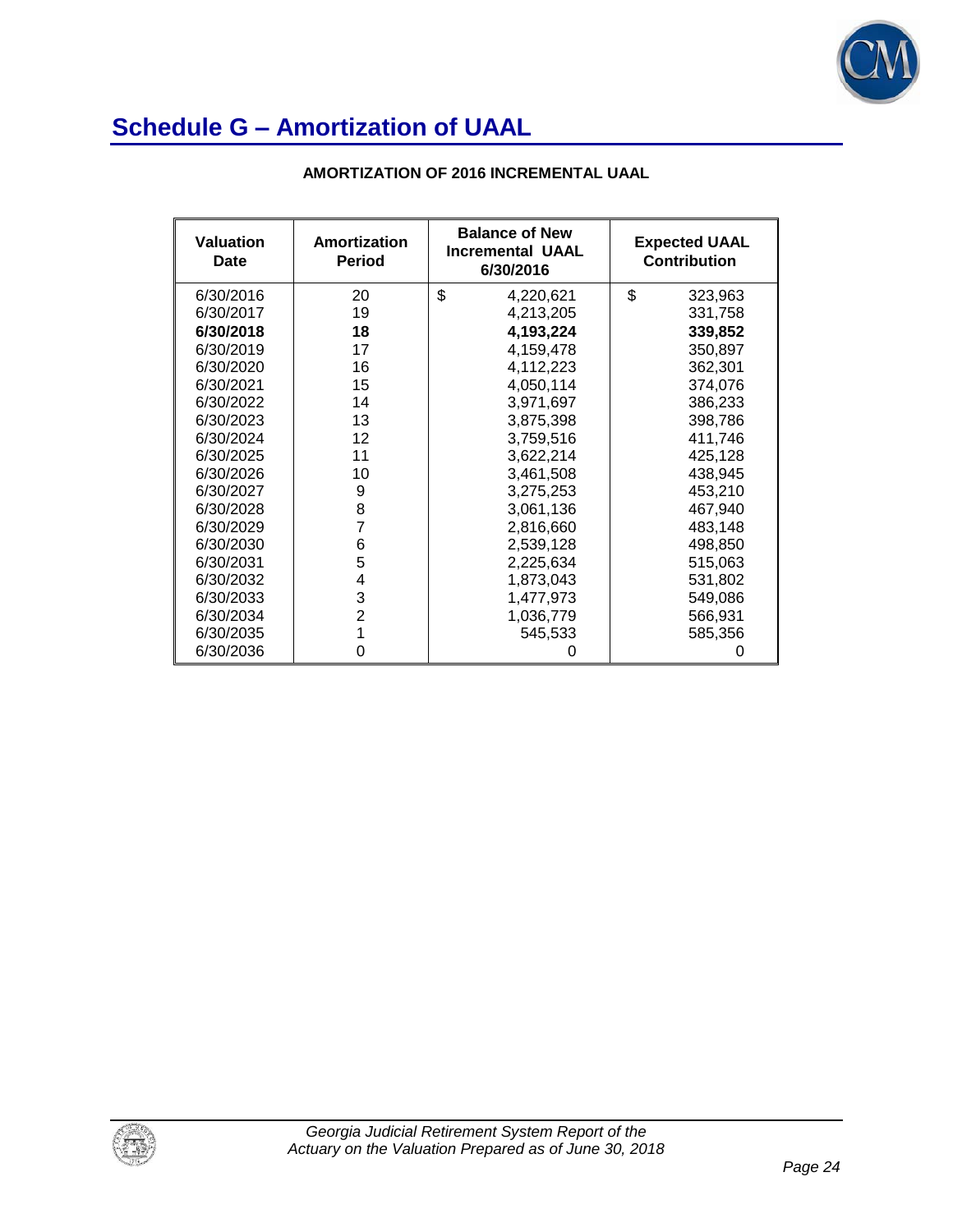# Schedule G – Amortization of UAAL

**AMORTIZATION OF 2016 INCREMENTAL UAAL**

| Valuation Date | Amortization Period | Balance of New Incremental UAAL 6/30/2016 | Expected UAAL Contribution |
|---|---|---|---|
| 6/30/2016 | 20 | $ 4,220,621 | $ 323,963 |
| 6/30/2017 | 19 | 4,213,205 | 331,758 |
| **6/30/2018** | **18** | **4,193,224** | **339,852** |
| 6/30/2019 | 17 | 4,159,478 | 350,897 |
| 6/30/2020 | 16 | 4,112,223 | 362,301 |
| 6/30/2021 | 15 | 4,050,114 | 374,076 |
| 6/30/2022 | 14 | 3,971,697 | 386,233 |
| 6/30/2023 | 13 | 3,875,398 | 398,786 |
| 6/30/2024 | 12 | 3,759,516 | 411,746 |
| 6/30/2025 | 11 | 3,622,214 | 425,128 |
| 6/30/2026 | 10 | 3,461,508 | 438,945 |
| 6/30/2027 | 9 | 3,275,253 | 453,210 |
| 6/30/2028 | 8 | 3,061,136 | 467,940 |
| 6/30/2029 | 7 | 2,816,660 | 483,148 |
| 6/30/2030 | 6 | 2,539,128 | 498,850 |
| 6/30/2031 | 5 | 2,225,634 | 515,063 |
| 6/30/2032 | 4 | 1,873,043 | 531,802 |
| 6/30/2033 | 3 | 1,477,973 | 549,086 |
| 6/30/2034 | 2 | 1,036,779 | 566,931 |
| 6/30/2035 | 1 | 545,533 | 585,356 |
| 6/30/2036 | 0 | 0 | 0 |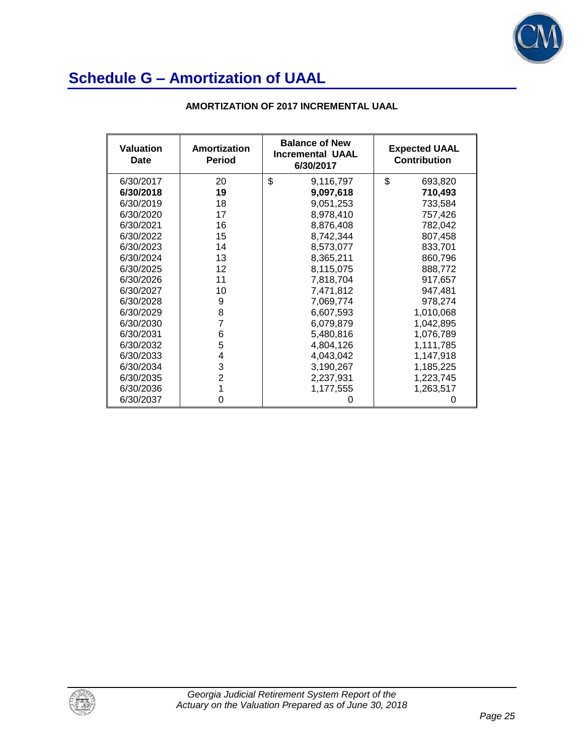# Schedule G – Amortization of UAAL

**AMORTIZATION OF 2017 INCREMENTAL UAAL**

| Valuation Date | Amortization Period | Balance of New Incremental UAAL 6/30/2017 | Expected UAAL Contribution |
|---|---|---|---|
| 6/30/2017 | 20 | $ 9,116,797 | $ 693,820 |
| **6/30/2018** | **19** | **9,097,618** | **710,493** |
| 6/30/2019 | 18 | 9,051,253 | 733,584 |
| 6/30/2020 | 17 | 8,978,410 | 757,426 |
| 6/30/2021 | 16 | 8,876,408 | 782,042 |
| 6/30/2022 | 15 | 8,742,344 | 807,458 |
| 6/30/2023 | 14 | 8,573,077 | 833,701 |
| 6/30/2024 | 13 | 8,365,211 | 860,796 |
| 6/30/2025 | 12 | 8,115,075 | 888,772 |
| 6/30/2026 | 11 | 7,818,704 | 917,657 |
| 6/30/2027 | 10 | 7,471,812 | 947,481 |
| 6/30/2028 | 9 | 7,069,774 | 978,274 |
| 6/30/2029 | 8 | 6,607,593 | 1,010,068 |
| 6/30/2030 | 7 | 6,079,879 | 1,042,895 |
| 6/30/2031 | 6 | 5,480,816 | 1,076,789 |
| 6/30/2032 | 5 | 4,804,126 | 1,111,785 |
| 6/30/2033 | 4 | 4,043,042 | 1,147,918 |
| 6/30/2034 | 3 | 3,190,267 | 1,185,225 |
| 6/30/2035 | 2 | 2,237,931 | 1,223,745 |
| 6/30/2036 | 1 | 1,177,555 | 1,263,517 |
| 6/30/2037 | 0 | 0 | 0 |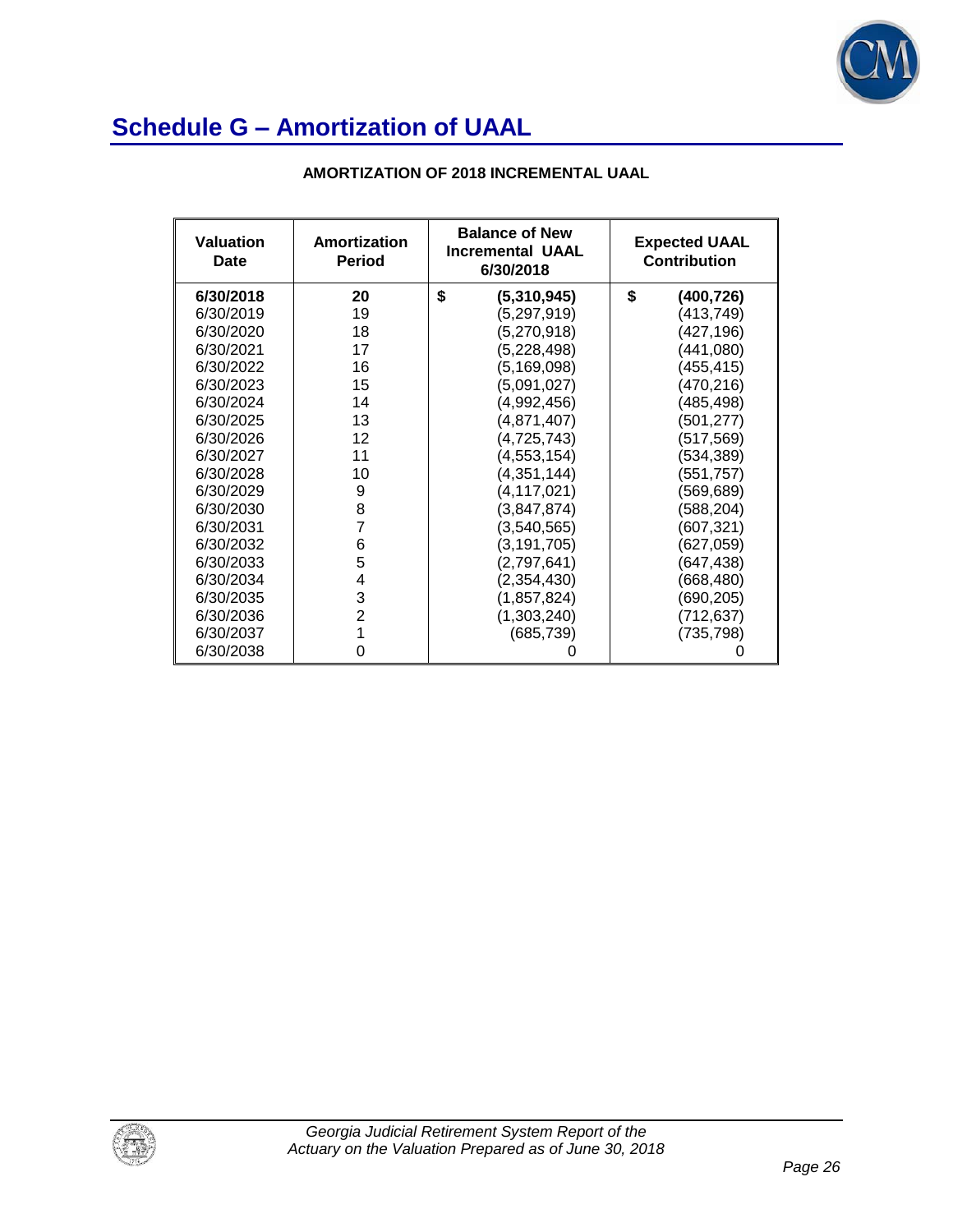# Schedule G – Amortization of UAAL

**AMORTIZATION OF 2018 INCREMENTAL UAAL**

| Valuation Date | Amortization Period | Balance of New Incremental UAAL 6/30/2018 | Expected UAAL Contribution |
|---|---|---|---|
| **6/30/2018** | **20** | **$ (5,310,945)** | **$ (400,726)** |
| 6/30/2019 | 19 | (5,297,919) | (413,749) |
| 6/30/2020 | 18 | (5,270,918) | (427,196) |
| 6/30/2021 | 17 | (5,228,498) | (441,080) |
| 6/30/2022 | 16 | (5,169,098) | (455,415) |
| 6/30/2023 | 15 | (5,091,027) | (470,216) |
| 6/30/2024 | 14 | (4,992,456) | (485,498) |
| 6/30/2025 | 13 | (4,871,407) | (501,277) |
| 6/30/2026 | 12 | (4,725,743) | (517,569) |
| 6/30/2027 | 11 | (4,553,154) | (534,389) |
| 6/30/2028 | 10 | (4,351,144) | (551,757) |
| 6/30/2029 | 9 | (4,117,021) | (569,689) |
| 6/30/2030 | 8 | (3,847,874) | (588,204) |
| 6/30/2031 | 7 | (3,540,565) | (607,321) |
| 6/30/2032 | 6 | (3,191,705) | (627,059) |
| 6/30/2033 | 5 | (2,797,641) | (647,438) |
| 6/30/2034 | 4 | (2,354,430) | (668,480) |
| 6/30/2035 | 3 | (1,857,824) | (690,205) |
| 6/30/2036 | 2 | (1,303,240) | (712,637) |
| 6/30/2037 | 1 | (685,739) | (735,798) |
| 6/30/2038 | 0 | 0 | 0 |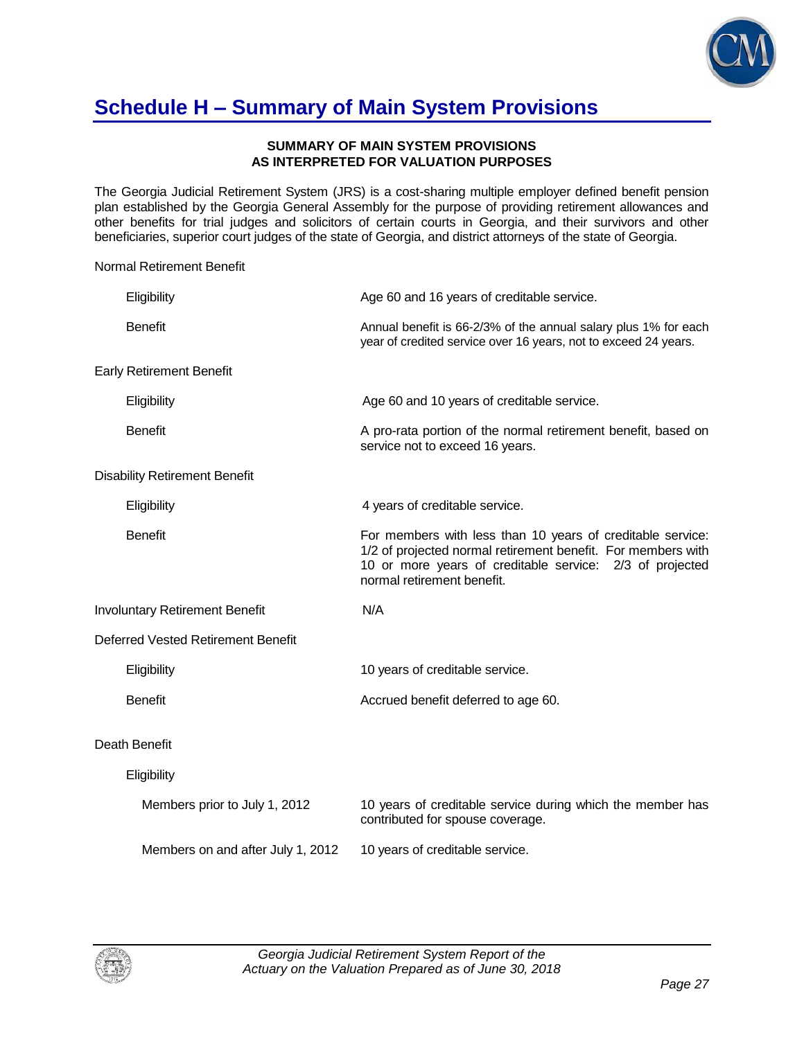# Schedule H – Summary of Main System Provisions

**SUMMARY OF MAIN SYSTEM PROVISIONS**
**AS INTERPRETED FOR VALUATION PURPOSES**

The Georgia Judicial Retirement System (JRS) is a cost-sharing multiple employer defined benefit pension plan established by the Georgia General Assembly for the purpose of providing retirement allowances and other benefits for trial judges and solicitors of certain courts in Georgia, and their survivors and other beneficiaries, superior court judges of the state of Georgia, and district attorneys of the state of Georgia.

Normal Retirement Benefit

| | |
|---|---|
| Eligibility | Age 60 and 16 years of creditable service. |
| Benefit | Annual benefit is 66-2/3% of the annual salary plus 1% for each year of credited service over 16 years, not to exceed 24 years. |

Early Retirement Benefit

| | |
|---|---|
| Eligibility | Age 60 and 10 years of creditable service. |
| Benefit | A pro-rata portion of the normal retirement benefit, based on service not to exceed 16 years. |

Disability Retirement Benefit

| | |
|---|---|
| Eligibility | 4 years of creditable service. |
| Benefit | For members with less than 10 years of creditable service: 1/2 of projected normal retirement benefit. For members with 10 or more years of creditable service: 2/3 of projected normal retirement benefit. |

Involuntary Retirement Benefit: N/A

Deferred Vested Retirement Benefit

| | |
|---|---|
| Eligibility | 10 years of creditable service. |
| Benefit | Accrued benefit deferred to age 60. |

Death Benefit

Eligibility

| | |
|---|---|
| Members prior to July 1, 2012 | 10 years of creditable service during which the member has contributed for spouse coverage. |
| Members on and after July 1, 2012 | 10 years of creditable service. |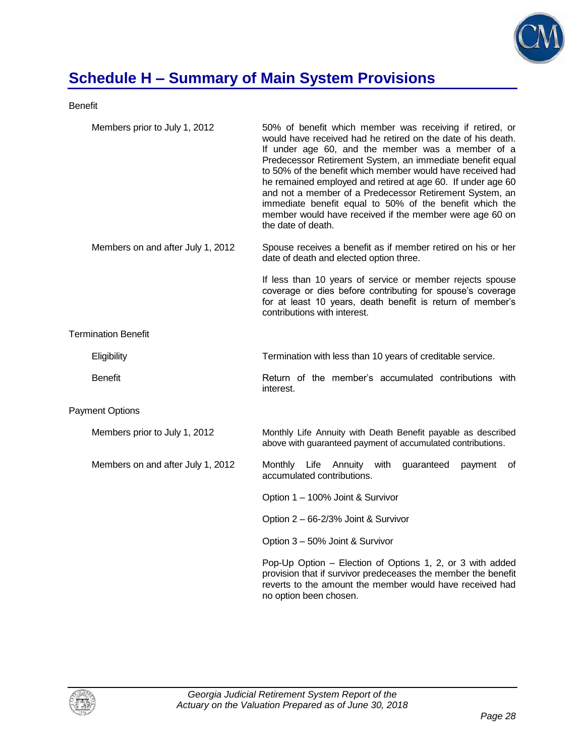## Schedule H – Summary of Main System Provisions

Benefit

| | |
|---|---|
| Members prior to July 1, 2012 | 50% of benefit which member was receiving if retired, or would have received had he retired on the date of his death. If under age 60, and the member was a member of a Predecessor Retirement System, an immediate benefit equal to 50% of the benefit which member would have received had he remained employed and retired at age 60. If under age 60 and not a member of a Predecessor Retirement System, an immediate benefit equal to 50% of the benefit which the member would have received if the member were age 60 on the date of death. |
| Members on and after July 1, 2012 | Spouse receives a benefit as if member retired on his or her date of death and elected option three.<br><br>If less than 10 years of service or member rejects spouse coverage or dies before contributing for spouse's coverage for at least 10 years, death benefit is return of member's contributions with interest. |

Termination Benefit

| | |
|---|---|
| Eligibility | Termination with less than 10 years of creditable service. |
| Benefit | Return of the member's accumulated contributions with interest. |

Payment Options

| | |
|---|---|
| Members prior to July 1, 2012 | Monthly Life Annuity with Death Benefit payable as described above with guaranteed payment of accumulated contributions. |
| Members on and after July 1, 2012 | Monthly Life Annuity with guaranteed payment of accumulated contributions.<br><br>Option 1 – 100% Joint & Survivor<br><br>Option 2 – 66-2/3% Joint & Survivor<br><br>Option 3 – 50% Joint & Survivor<br><br>Pop-Up Option – Election of Options 1, 2, or 3 with added provision that if survivor predeceases the member the benefit reverts to the amount the member would have received had no option been chosen. |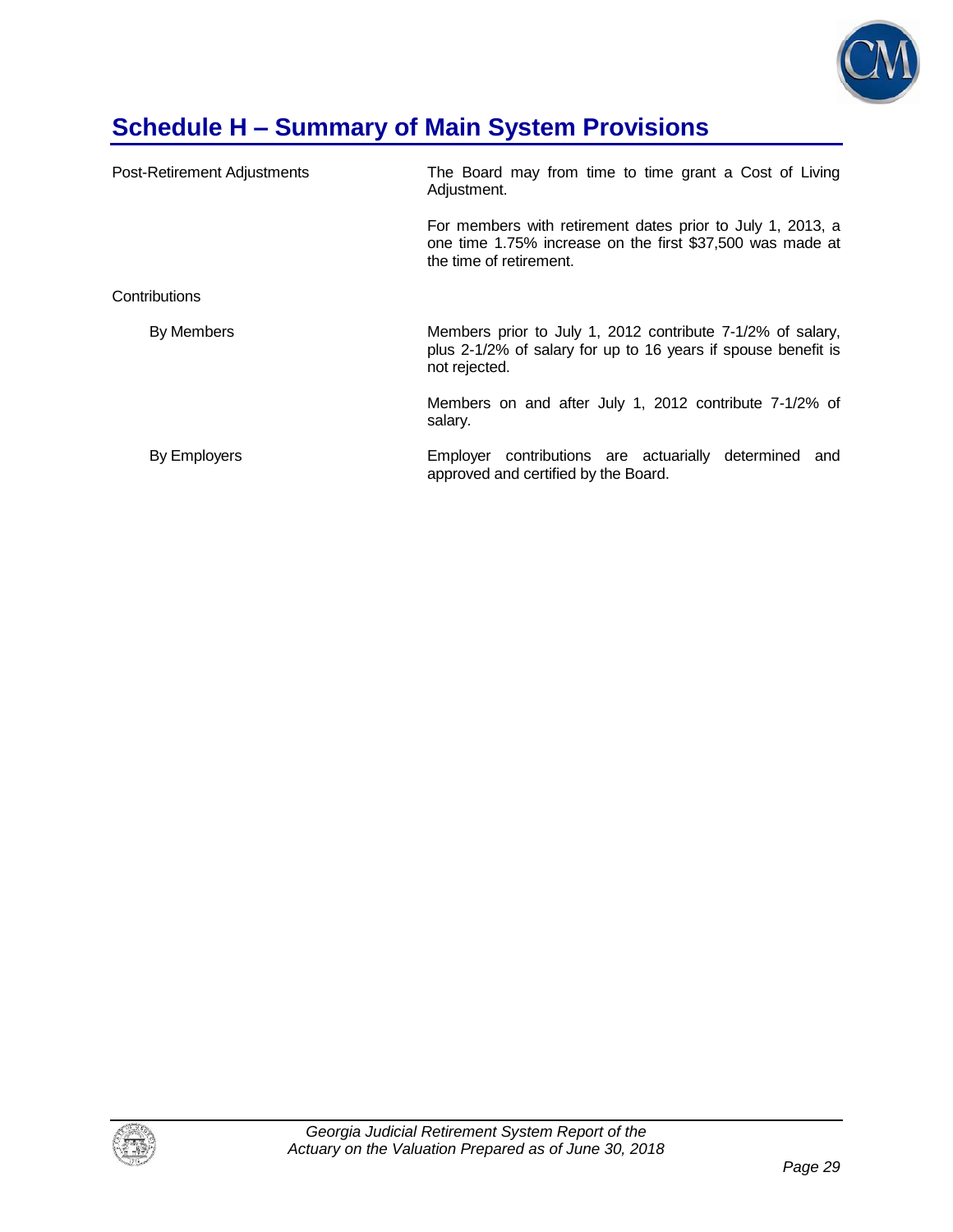## Schedule H – Summary of Main System Provisions

**Post-Retirement Adjustments**

The Board may from time to time grant a Cost of Living Adjustment.

For members with retirement dates prior to July 1, 2013, a one time 1.75% increase on the first $37,500 was made at the time of retirement.

**Contributions**

*By Members*

Members prior to July 1, 2012 contribute 7-1/2% of salary, plus 2-1/2% of salary for up to 16 years if spouse benefit is not rejected.

Members on and after July 1, 2012 contribute 7-1/2% of salary.

*By Employers*

Employer contributions are actuarially determined and approved and certified by the Board.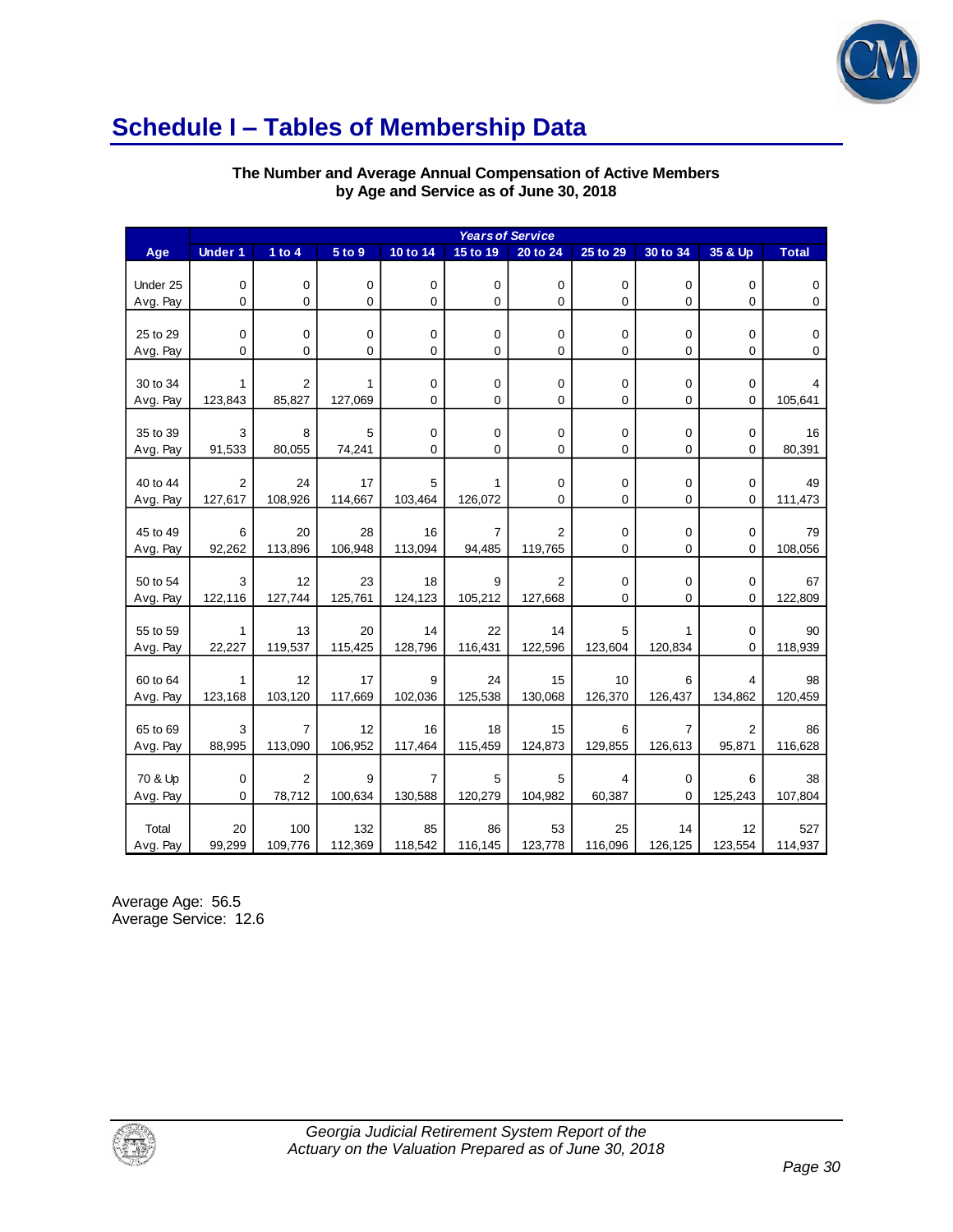# Schedule I – Tables of Membership Data

**The Number and Average Annual Compensation of Active Members by Age and Service as of June 30, 2018**

| | *Years of Service* | | | | | | | | | |
|---|---|---|---|---|---|---|---|---|---|---|
| **Age** | **Under 1** | **1 to 4** | **5 to 9** | **10 to 14** | **15 to 19** | **20 to 24** | **25 to 29** | **30 to 34** | **35 & Up** | **Total** |
| Under 25 | 0 | 0 | 0 | 0 | 0 | 0 | 0 | 0 | 0 | 0 |
| Avg. Pay | 0 | 0 | 0 | 0 | 0 | 0 | 0 | 0 | 0 | 0 |
| 25 to 29 | 0 | 0 | 0 | 0 | 0 | 0 | 0 | 0 | 0 | 0 |
| Avg. Pay | 0 | 0 | 0 | 0 | 0 | 0 | 0 | 0 | 0 | 0 |
| 30 to 34 | 1 | 2 | 1 | 0 | 0 | 0 | 0 | 0 | 0 | 4 |
| Avg. Pay | 123,843 | 85,827 | 127,069 | 0 | 0 | 0 | 0 | 0 | 0 | 105,641 |
| 35 to 39 | 3 | 8 | 5 | 0 | 0 | 0 | 0 | 0 | 0 | 16 |
| Avg. Pay | 91,533 | 80,055 | 74,241 | 0 | 0 | 0 | 0 | 0 | 0 | 80,391 |
| 40 to 44 | 2 | 24 | 17 | 5 | 1 | 0 | 0 | 0 | 0 | 49 |
| Avg. Pay | 127,617 | 108,926 | 114,667 | 103,464 | 126,072 | 0 | 0 | 0 | 0 | 111,473 |
| 45 to 49 | 6 | 20 | 28 | 16 | 7 | 2 | 0 | 0 | 0 | 79 |
| Avg. Pay | 92,262 | 113,896 | 106,948 | 113,094 | 94,485 | 119,765 | 0 | 0 | 0 | 108,056 |
| 50 to 54 | 3 | 12 | 23 | 18 | 9 | 2 | 0 | 0 | 0 | 67 |
| Avg. Pay | 122,116 | 127,744 | 125,761 | 124,123 | 105,212 | 127,668 | 0 | 0 | 0 | 122,809 |
| 55 to 59 | 1 | 13 | 20 | 14 | 22 | 14 | 5 | 1 | 0 | 90 |
| Avg. Pay | 22,227 | 119,537 | 115,425 | 128,796 | 116,431 | 122,596 | 123,604 | 120,834 | 0 | 118,939 |
| 60 to 64 | 1 | 12 | 17 | 9 | 24 | 15 | 10 | 6 | 4 | 98 |
| Avg. Pay | 123,168 | 103,120 | 117,669 | 102,036 | 125,538 | 130,068 | 126,370 | 126,437 | 134,862 | 120,459 |
| 65 to 69 | 3 | 7 | 12 | 16 | 18 | 15 | 6 | 7 | 2 | 86 |
| Avg. Pay | 88,995 | 113,090 | 106,952 | 117,464 | 115,459 | 124,873 | 129,855 | 126,613 | 95,871 | 116,628 |
| 70 & Up | 0 | 2 | 9 | 7 | 5 | 5 | 4 | 0 | 6 | 38 |
| Avg. Pay | 0 | 78,712 | 100,634 | 130,588 | 120,279 | 104,982 | 60,387 | 0 | 125,243 | 107,804 |
| Total | 20 | 100 | 132 | 85 | 86 | 53 | 25 | 14 | 12 | 527 |
| Avg. Pay | 99,299 | 109,776 | 112,369 | 118,542 | 116,145 | 123,778 | 116,096 | 126,125 | 123,554 | 114,937 |

Average Age: 56.5
Average Service: 12.6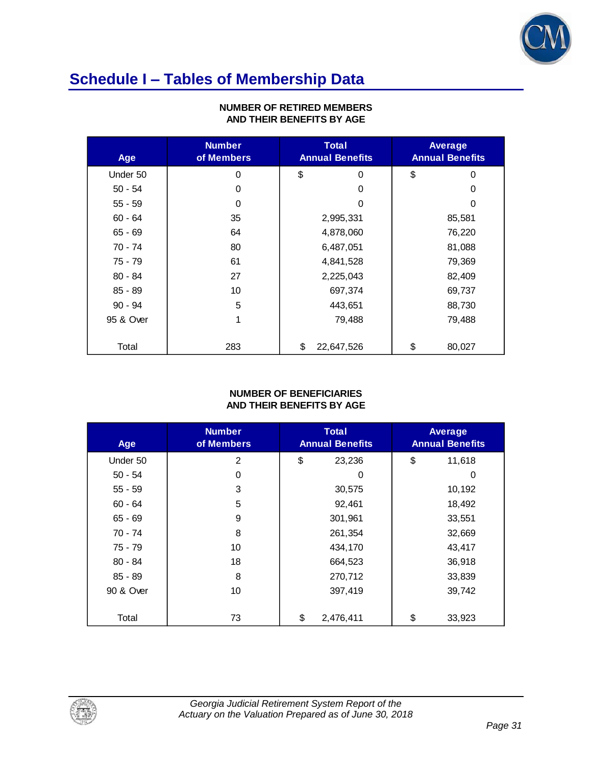# Schedule I – Tables of Membership Data

**NUMBER OF RETIRED MEMBERS AND THEIR BENEFITS BY AGE**

| Age | Number of Members | Total Annual Benefits | Average Annual Benefits |
|---|---|---|---|
| Under 50 | 0 | $ 0 | $ 0 |
| 50 - 54 | 0 | 0 | 0 |
| 55 - 59 | 0 | 0 | 0 |
| 60 - 64 | 35 | 2,995,331 | 85,581 |
| 65 - 69 | 64 | 4,878,060 | 76,220 |
| 70 - 74 | 80 | 6,487,051 | 81,088 |
| 75 - 79 | 61 | 4,841,528 | 79,369 |
| 80 - 84 | 27 | 2,225,043 | 82,409 |
| 85 - 89 | 10 | 697,374 | 69,737 |
| 90 - 94 | 5 | 443,651 | 88,730 |
| 95 & Over | 1 | 79,488 | 79,488 |
| Total | 283 | $ 22,647,526 | $ 80,027 |

**NUMBER OF BENEFICIARIES AND THEIR BENEFITS BY AGE**

| Age | Number of Members | Total Annual Benefits | Average Annual Benefits |
|---|---|---|---|
| Under 50 | 2 | $ 23,236 | $ 11,618 |
| 50 - 54 | 0 | 0 | 0 |
| 55 - 59 | 3 | 30,575 | 10,192 |
| 60 - 64 | 5 | 92,461 | 18,492 |
| 65 - 69 | 9 | 301,961 | 33,551 |
| 70 - 74 | 8 | 261,354 | 32,669 |
| 75 - 79 | 10 | 434,170 | 43,417 |
| 80 - 84 | 18 | 664,523 | 36,918 |
| 85 - 89 | 8 | 270,712 | 33,839 |
| 90 & Over | 10 | 397,419 | 39,742 |
| Total | 73 | $ 2,476,411 | $ 33,923 |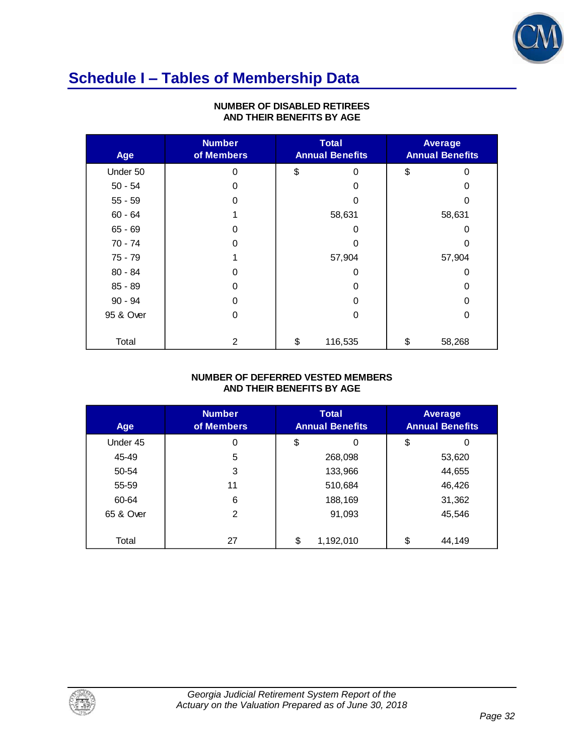# Schedule I – Tables of Membership Data

**NUMBER OF DISABLED RETIREES AND THEIR BENEFITS BY AGE**

| Age | Number of Members | Total Annual Benefits | Average Annual Benefits |
|---|---|---|---|
| Under 50 | 0 | $ 0 | $ 0 |
| 50 - 54 | 0 | 0 | 0 |
| 55 - 59 | 0 | 0 | 0 |
| 60 - 64 | 1 | 58,631 | 58,631 |
| 65 - 69 | 0 | 0 | 0 |
| 70 - 74 | 0 | 0 | 0 |
| 75 - 79 | 1 | 57,904 | 57,904 |
| 80 - 84 | 0 | 0 | 0 |
| 85 - 89 | 0 | 0 | 0 |
| 90 - 94 | 0 | 0 | 0 |
| 95 & Over | 0 | 0 | 0 |
| Total | 2 | $ 116,535 | $ 58,268 |

**NUMBER OF DEFERRED VESTED MEMBERS AND THEIR BENEFITS BY AGE**

| Age | Number of Members | Total Annual Benefits | Average Annual Benefits |
|---|---|---|---|
| Under 45 | 0 | $ 0 | $ 0 |
| 45-49 | 5 | 268,098 | 53,620 |
| 50-54 | 3 | 133,966 | 44,655 |
| 55-59 | 11 | 510,684 | 46,426 |
| 60-64 | 6 | 188,169 | 31,362 |
| 65 & Over | 2 | 91,093 | 45,546 |
| Total | 27 | $ 1,192,010 | $ 44,149 |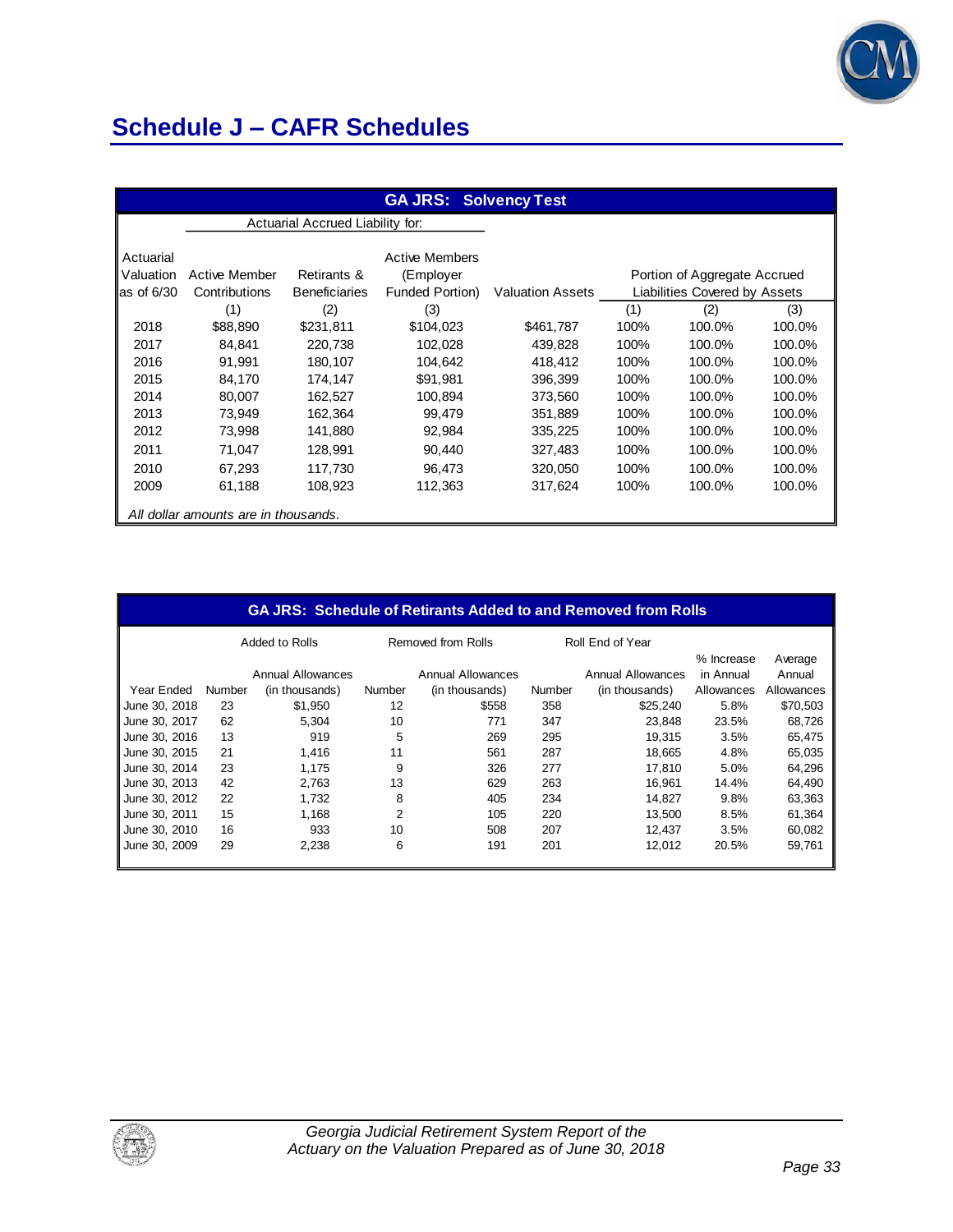## Schedule J – CAFR Schedules

| GA JRS: Solvency Test | | | | | | | |
|---|---|---|---|---|---|---|---|
| | Actuarial Accrued Liability for: | | | | | | |
| Actuarial Valuation as of 6/30 | Active Member Contributions | Retirants & Beneficiaries | Active Members (Employer Funded Portion) | Valuation Assets | Portion of Aggregate Accrued Liabilities Covered by Assets | | |
| | (1) | (2) | (3) | | (1) | (2) | (3) |
| 2018 | $88,890 | $231,811 | $104,023 | $461,787 | 100% | 100.0% | 100.0% |
| 2017 | 84,841 | 220,738 | 102,028 | 439,828 | 100% | 100.0% | 100.0% |
| 2016 | 91,991 | 180,107 | 104,642 | 418,412 | 100% | 100.0% | 100.0% |
| 2015 | 84,170 | 174,147 | $91,981 | 396,399 | 100% | 100.0% | 100.0% |
| 2014 | 80,007 | 162,527 | 100,894 | 373,560 | 100% | 100.0% | 100.0% |
| 2013 | 73,949 | 162,364 | 99,479 | 351,889 | 100% | 100.0% | 100.0% |
| 2012 | 73,998 | 141,880 | 92,984 | 335,225 | 100% | 100.0% | 100.0% |
| 2011 | 71,047 | 128,991 | 90,440 | 327,483 | 100% | 100.0% | 100.0% |
| 2010 | 67,293 | 117,730 | 96,473 | 320,050 | 100% | 100.0% | 100.0% |
| 2009 | 61,188 | 108,923 | 112,363 | 317,624 | 100% | 100.0% | 100.0% |

*All dollar amounts are in thousands.*

| GA JRS: Schedule of Retirants Added to and Removed from Rolls | | | | | | | | |
|---|---|---|---|---|---|---|---|---|
| | Added to Rolls | | Removed from Rolls | | Roll End of Year | | | |
| Year Ended | Number | Annual Allowances (in thousands) | Number | Annual Allowances (in thousands) | Number | Annual Allowances (in thousands) | % Increase in Annual Allowances | Average Annual Allowances |
| June 30, 2018 | 23 | $1,950 | 12 | $558 | 358 | $25,240 | 5.8% | $70,503 |
| June 30, 2017 | 62 | 5,304 | 10 | 771 | 347 | 23,848 | 23.5% | 68,726 |
| June 30, 2016 | 13 | 919 | 5 | 269 | 295 | 19,315 | 3.5% | 65,475 |
| June 30, 2015 | 21 | 1,416 | 11 | 561 | 287 | 18,665 | 4.8% | 65,035 |
| June 30, 2014 | 23 | 1,175 | 9 | 326 | 277 | 17,810 | 5.0% | 64,296 |
| June 30, 2013 | 42 | 2,763 | 13 | 629 | 263 | 16,961 | 14.4% | 64,490 |
| June 30, 2012 | 22 | 1,732 | 8 | 405 | 234 | 14,827 | 9.8% | 63,363 |
| June 30, 2011 | 15 | 1,168 | 2 | 105 | 220 | 13,500 | 8.5% | 61,364 |
| June 30, 2010 | 16 | 933 | 10 | 508 | 207 | 12,437 | 3.5% | 60,082 |
| June 30, 2009 | 29 | 2,238 | 6 | 191 | 201 | 12,012 | 20.5% | 59,761 |